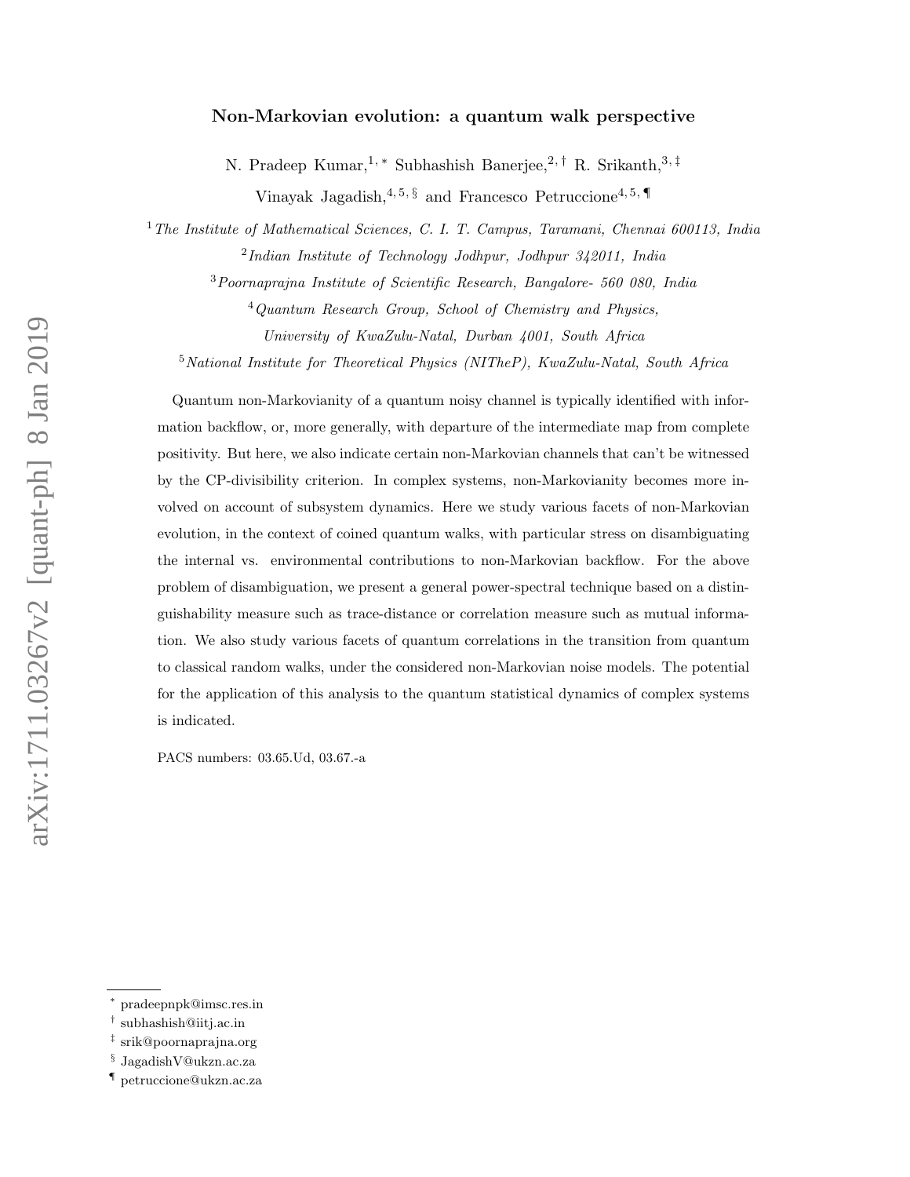# Non-Markovian evolution: a quantum walk perspective

N. Pradeep Kumar,[1,*] Subhashish Banerjee,[2,†] R. Srikanth,[3,‡]
Vinayak Jagadish,[4,5,§] and Francesco Petruccione[4,5,¶]

[1] *The Institute of Mathematical Sciences, C. I. T. Campus, Taramani, Chennai 600113, India*

[2] *Indian Institute of Technology Jodhpur, Jodhpur 342011, India*

[3] *Poornaprajna Institute of Scientific Research, Bangalore- 560 080, India*

[4] *Quantum Research Group, School of Chemistry and Physics, University of KwaZulu-Natal, Durban 4001, South Africa*

[5] *National Institute for Theoretical Physics (NITheP), KwaZulu-Natal, South Africa*

Quantum non-Markovianity of a quantum noisy channel is typically identified with information backflow, or, more generally, with departure of the intermediate map from complete positivity. But here, we also indicate certain non-Markovian channels that can't be witnessed by the CP-divisibility criterion. In complex systems, non-Markovianity becomes more involved on account of subsystem dynamics. Here we study various facets of non-Markovian evolution, in the context of coined quantum walks, with particular stress on disambiguating the internal vs. environmental contributions to non-Markovian backflow. For the above problem of disambiguation, we present a general power-spectral technique based on a distinguishability measure such as trace-distance or correlation measure such as mutual information. We also study various facets of quantum correlations in the transition from quantum to classical random walks, under the considered non-Markovian noise models. The potential for the application of this analysis to the quantum statistical dynamics of complex systems is indicated.

PACS numbers: 03.65.Ud, 03.67.-a

---

[*] pradeepnpk@imsc.res.in

[†] subhashish@iitj.ac.in

[‡] srik@poornaprajna.org

[§] JagadishV@ukzn.ac.za

[¶] petruccione@ukzn.ac.za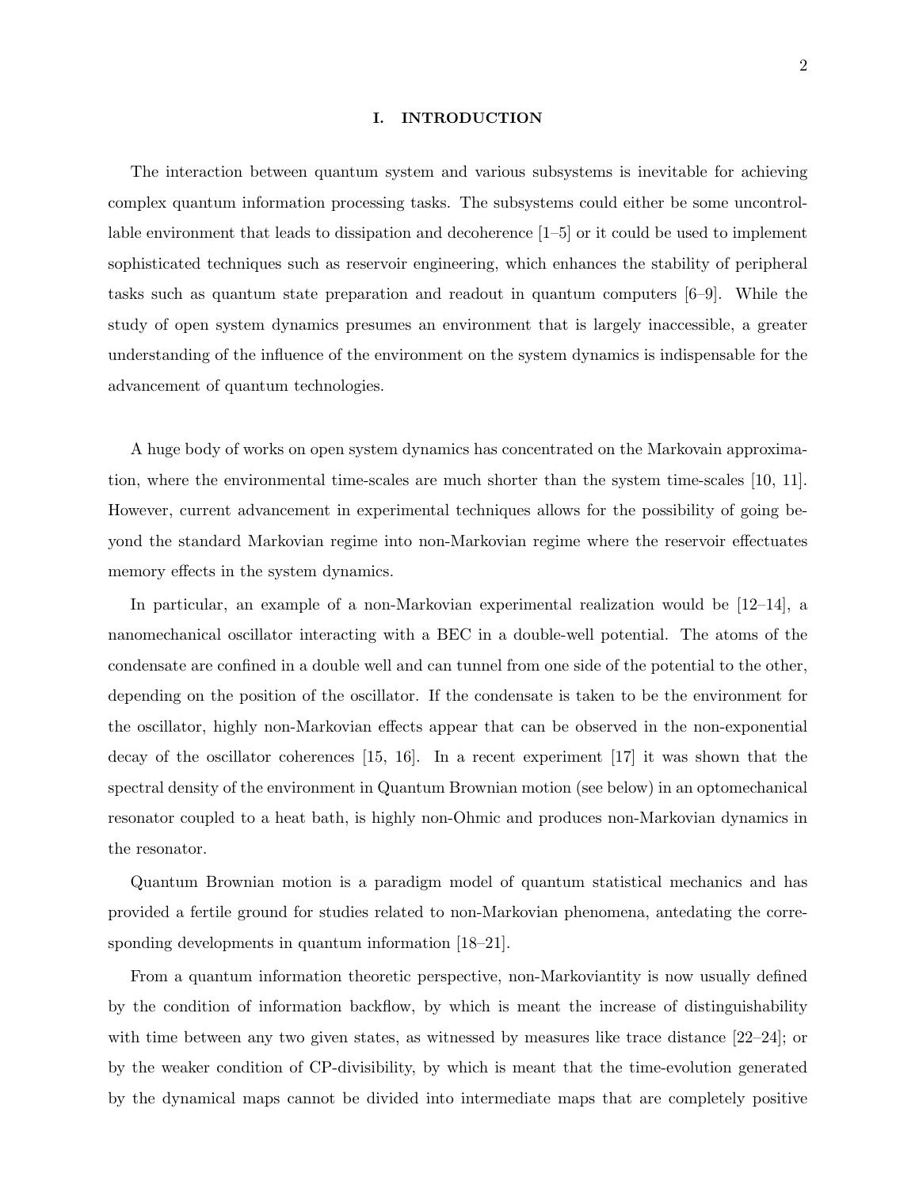# I. INTRODUCTION

The interaction between quantum system and various subsystems is inevitable for achieving complex quantum information processing tasks. The subsystems could either be some uncontrollable environment that leads to dissipation and decoherence [1–5] or it could be used to implement sophisticated techniques such as reservoir engineering, which enhances the stability of peripheral tasks such as quantum state preparation and readout in quantum computers [6–9]. While the study of open system dynamics presumes an environment that is largely inaccessible, a greater understanding of the influence of the environment on the system dynamics is indispensable for the advancement of quantum technologies.

A huge body of works on open system dynamics has concentrated on the Markovain approximation, where the environmental time-scales are much shorter than the system time-scales [10, 11]. However, current advancement in experimental techniques allows for the possibility of going beyond the standard Markovian regime into non-Markovian regime where the reservoir effectuates memory effects in the system dynamics.

In particular, an example of a non-Markovian experimental realization would be [12–14], a nanomechanical oscillator interacting with a BEC in a double-well potential. The atoms of the condensate are confined in a double well and can tunnel from one side of the potential to the other, depending on the position of the oscillator. If the condensate is taken to be the environment for the oscillator, highly non-Markovian effects appear that can be observed in the non-exponential decay of the oscillator coherences [15, 16]. In a recent experiment [17] it was shown that the spectral density of the environment in Quantum Brownian motion (see below) in an optomechanical resonator coupled to a heat bath, is highly non-Ohmic and produces non-Markovian dynamics in the resonator.

Quantum Brownian motion is a paradigm model of quantum statistical mechanics and has provided a fertile ground for studies related to non-Markovian phenomena, antedating the corresponding developments in quantum information [18–21].

From a quantum information theoretic perspective, non-Markoviantity is now usually defined by the condition of information backflow, by which is meant the increase of distinguishability with time between any two given states, as witnessed by measures like trace distance [22–24]; or by the weaker condition of CP-divisibility, by which is meant that the time-evolution generated by the dynamical maps cannot be divided into intermediate maps that are completely positive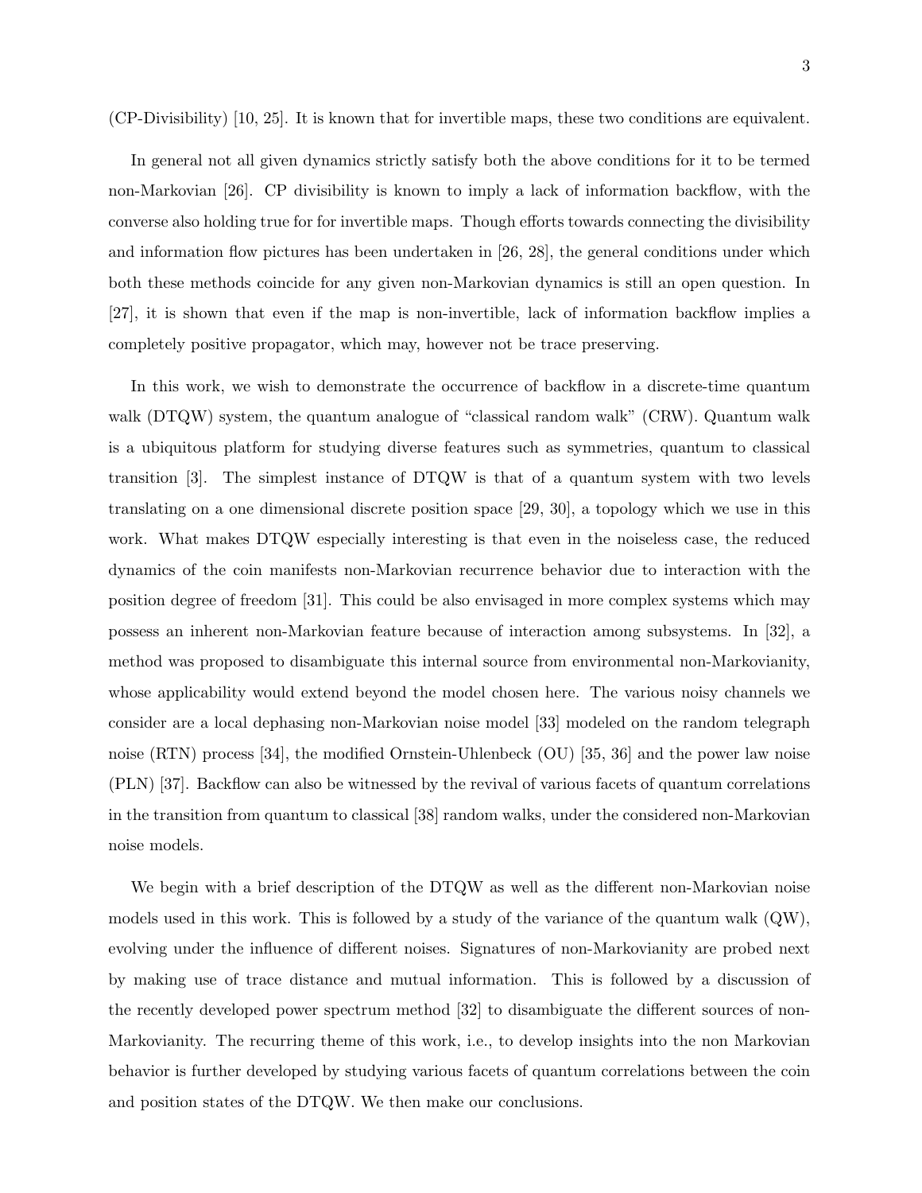(CP-Divisibility) [10, 25]. It is known that for invertible maps, these two conditions are equivalent.

In general not all given dynamics strictly satisfy both the above conditions for it to be termed non-Markovian [26]. CP divisibility is known to imply a lack of information backflow, with the converse also holding true for for invertible maps. Though efforts towards connecting the divisibility and information flow pictures has been undertaken in [26, 28], the general conditions under which both these methods coincide for any given non-Markovian dynamics is still an open question. In [27], it is shown that even if the map is non-invertible, lack of information backflow implies a completely positive propagator, which may, however not be trace preserving.

In this work, we wish to demonstrate the occurrence of backflow in a discrete-time quantum walk (DTQW) system, the quantum analogue of "classical random walk" (CRW). Quantum walk is a ubiquitous platform for studying diverse features such as symmetries, quantum to classical transition [3]. The simplest instance of DTQW is that of a quantum system with two levels translating on a one dimensional discrete position space [29, 30], a topology which we use in this work. What makes DTQW especially interesting is that even in the noiseless case, the reduced dynamics of the coin manifests non-Markovian recurrence behavior due to interaction with the position degree of freedom [31]. This could be also envisaged in more complex systems which may possess an inherent non-Markovian feature because of interaction among subsystems. In [32], a method was proposed to disambiguate this internal source from environmental non-Markovianity, whose applicability would extend beyond the model chosen here. The various noisy channels we consider are a local dephasing non-Markovian noise model [33] modeled on the random telegraph noise (RTN) process [34], the modified Ornstein-Uhlenbeck (OU) [35, 36] and the power law noise (PLN) [37]. Backflow can also be witnessed by the revival of various facets of quantum correlations in the transition from quantum to classical [38] random walks, under the considered non-Markovian noise models.

We begin with a brief description of the DTQW as well as the different non-Markovian noise models used in this work. This is followed by a study of the variance of the quantum walk (QW), evolving under the influence of different noises. Signatures of non-Markovianity are probed next by making use of trace distance and mutual information. This is followed by a discussion of the recently developed power spectrum method [32] to disambiguate the different sources of non-Markovianity. The recurring theme of this work, i.e., to develop insights into the non Markovian behavior is further developed by studying various facets of quantum correlations between the coin and position states of the DTQW. We then make our conclusions.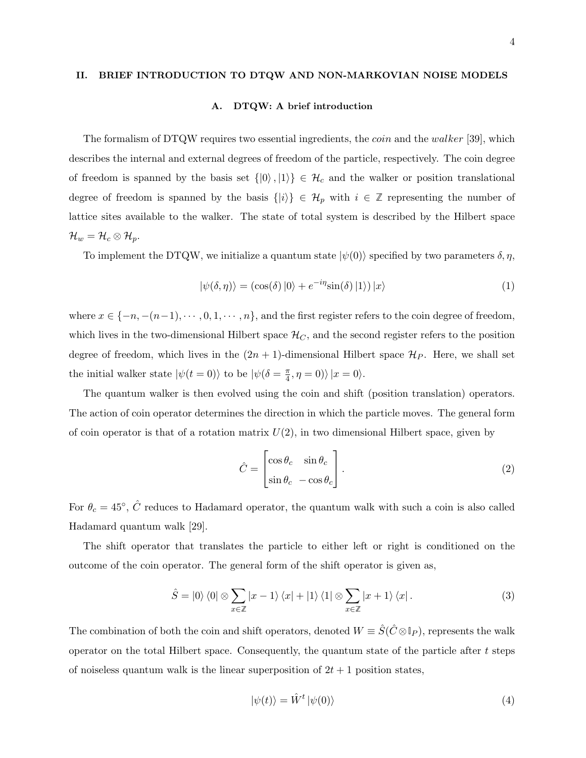## II. BRIEF INTRODUCTION TO DTQW AND NON-MARKOVIAN NOISE MODELS

### A. DTQW: A brief introduction

The formalism of DTQW requires two essential ingredients, the *coin* and the *walker* [39], which describes the internal and external degrees of freedom of the particle, respectively. The coin degree of freedom is spanned by the basis set $\{|0\rangle, |1\rangle\} \in \mathcal{H}_c$ and the walker or position translational degree of freedom is spanned by the basis $\{|i\rangle\} \in \mathcal{H}_p$ with $i \in \mathbb{Z}$ representing the number of lattice sites available to the walker. The state of total system is described by the Hilbert space $\mathcal{H}_w = \mathcal{H}_c \otimes \mathcal{H}_p$.

To implement the DTQW, we initialize a quantum state $|\psi(0)\rangle$ specified by two parameters $\delta, \eta$,

$$|\psi(\delta, \eta)\rangle = (\cos(\delta)\,|0\rangle + e^{-i\eta}\sin(\delta)\,|1\rangle)\,|x\rangle \tag{1}$$

where $x \in \{-n, -(n-1), \cdots, 0, 1, \cdots, n\}$, and the first register refers to the coin degree of freedom, which lives in the two-dimensional Hilbert space $\mathcal{H}_C$, and the second register refers to the position degree of freedom, which lives in the $(2n+1)$-dimensional Hilbert space $\mathcal{H}_P$. Here, we shall set the initial walker state $|\psi(t=0)\rangle$ to be $|\psi(\delta = \frac{\pi}{4}, \eta = 0)\rangle\,|x = 0\rangle$.

The quantum walker is then evolved using the coin and shift (position translation) operators. The action of coin operator determines the direction in which the particle moves. The general form of coin operator is that of a rotation matrix $U(2)$, in two dimensional Hilbert space, given by

$$\hat{C} = \begin{bmatrix} \cos\theta_c & \sin\theta_c \\ \sin\theta_c & -\cos\theta_c \end{bmatrix}. \tag{2}$$

For $\theta_c = 45^\circ$, $\hat{C}$ reduces to Hadamard operator, the quantum walk with such a coin is also called Hadamard quantum walk [29].

The shift operator that translates the particle to either left or right is conditioned on the outcome of the coin operator. The general form of the shift operator is given as,

$$\hat{S} = |0\rangle\langle 0| \otimes \sum_{x\in\mathbb{Z}} |x-1\rangle\langle x| + |1\rangle\langle 1| \otimes \sum_{x\in\mathbb{Z}} |x+1\rangle\langle x|\,. \tag{3}$$

The combination of both the coin and shift operators, denoted $W \equiv \hat{S}(\hat{C} \otimes \mathbb{I}_P)$, represents the walk operator on the total Hilbert space. Consequently, the quantum state of the particle after $t$ steps of noiseless quantum walk is the linear superposition of $2t+1$ position states,

$$|\psi(t)\rangle = \hat{W}^t\,|\psi(0)\rangle \tag{4}$$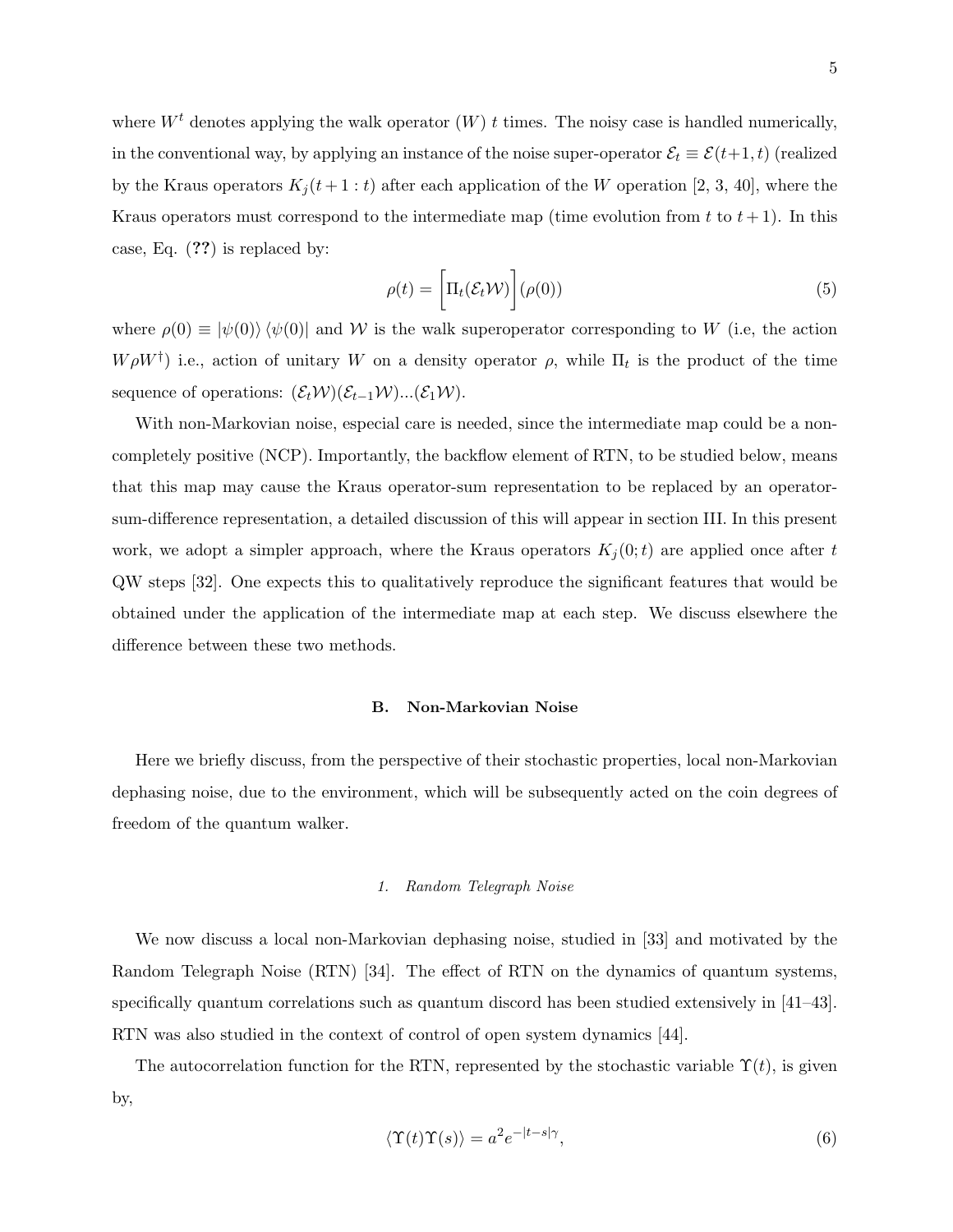where $W^t$ denotes applying the walk operator ($W$) $t$ times. The noisy case is handled numerically, in the conventional way, by applying an instance of the noise super-operator $\mathcal{E}_t \equiv \mathcal{E}(t+1, t)$ (realized by the Kraus operators $K_j(t+1:t)$ after each application of the $W$ operation [2, 3, 40], where the Kraus operators must correspond to the intermediate map (time evolution from $t$ to $t+1$). In this case, Eq. (**??**) is replaced by:

$$\rho(t) = \bigg[\Pi_t(\mathcal{E}_t \mathcal{W})\bigg](\rho(0)) \tag{5}$$

where $\rho(0) \equiv |\psi(0)\rangle \langle\psi(0)|$ and $\mathcal{W}$ is the walk superoperator corresponding to $W$ (i.e, the action $W\rho W^\dagger$) i.e., action of unitary $W$ on a density operator $\rho$, while $\Pi_t$ is the product of the time sequence of operations: $(\mathcal{E}_t\mathcal{W})(\mathcal{E}_{t-1}\mathcal{W})...(\mathcal{E}_1\mathcal{W})$.

With non-Markovian noise, especial care is needed, since the intermediate map could be a non-completely positive (NCP). Importantly, the backflow element of RTN, to be studied below, means that this map may cause the Kraus operator-sum representation to be replaced by an operator-sum-difference representation, a detailed discussion of this will appear in section III. In this present work, we adopt a simpler approach, where the Kraus operators $K_j(0;t)$ are applied once after $t$ QW steps [32]. One expects this to qualitatively reproduce the significant features that would be obtained under the application of the intermediate map at each step. We discuss elsewhere the difference between these two methods.

### B. Non-Markovian Noise

Here we briefly discuss, from the perspective of their stochastic properties, local non-Markovian dephasing noise, due to the environment, which will be subsequently acted on the coin degrees of freedom of the quantum walker.

#### 1. *Random Telegraph Noise*

We now discuss a local non-Markovian dephasing noise, studied in [33] and motivated by the Random Telegraph Noise (RTN) [34]. The effect of RTN on the dynamics of quantum systems, specifically quantum correlations such as quantum discord has been studied extensively in [41–43]. RTN was also studied in the context of control of open system dynamics [44].

The autocorrelation function for the RTN, represented by the stochastic variable $\Upsilon(t)$, is given by,

$$\langle\Upsilon(t)\Upsilon(s)\rangle = a^2 e^{-|t-s|\gamma}, \tag{6}$$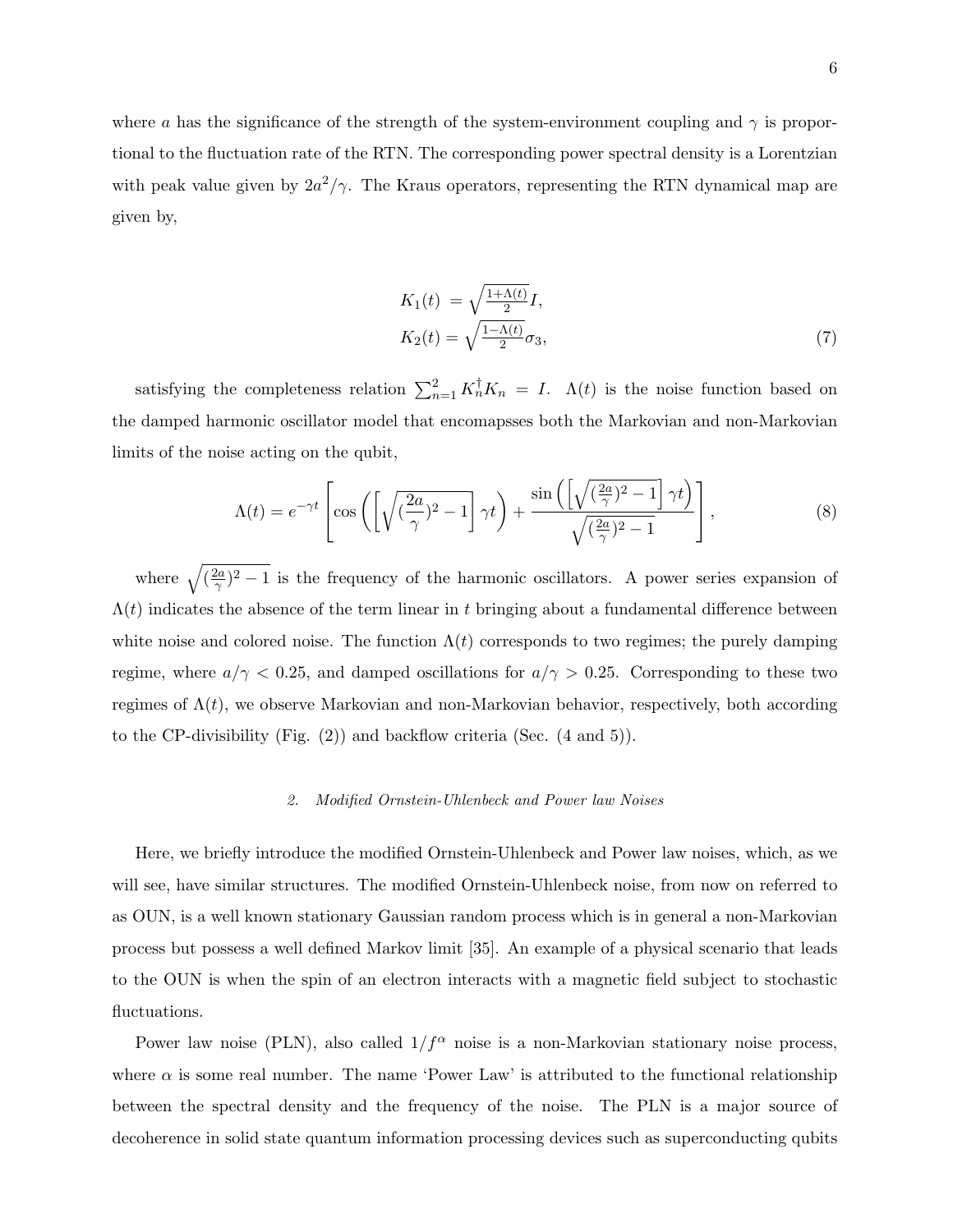where $a$ has the significance of the strength of the system-environment coupling and $\gamma$ is proportional to the fluctuation rate of the RTN. The corresponding power spectral density is a Lorentzian with peak value given by $2a^2/\gamma$. The Kraus operators, representing the RTN dynamical map are given by,

$$
\begin{aligned}
K_1(t) &= \sqrt{\tfrac{1+\Lambda(t)}{2}} I, \\
K_2(t) &= \sqrt{\tfrac{1-\Lambda(t)}{2}} \sigma_3,
\end{aligned} \tag{7}
$$

satisfying the completeness relation $\sum_{n=1}^{2} K_n^\dagger K_n = I$. $\Lambda(t)$ is the noise function based on the damped harmonic oscillator model that encomapsses both the Markovian and non-Markovian limits of the noise acting on the qubit,

$$
\Lambda(t) = e^{-\gamma t}\left[\cos\left(\left[\sqrt{(\frac{2a}{\gamma})^2 - 1}\right]\gamma t\right) + \frac{\sin\left(\left[\sqrt{(\frac{2a}{\gamma})^2 - 1}\right]\gamma t\right)}{\sqrt{(\frac{2a}{\gamma})^2 - 1}}\right], \tag{8}
$$

where $\sqrt{(\frac{2a}{\gamma})^2 - 1}$ is the frequency of the harmonic oscillators. A power series expansion of $\Lambda(t)$ indicates the absence of the term linear in $t$ bringing about a fundamental difference between white noise and colored noise. The function $\Lambda(t)$ corresponds to two regimes; the purely damping regime, where $a/\gamma < 0.25$, and damped oscillations for $a/\gamma > 0.25$. Corresponding to these two regimes of $\Lambda(t)$, we observe Markovian and non-Markovian behavior, respectively, both according to the CP-divisibility (Fig. (2)) and backflow criteria (Sec. (4 and 5)).

### 2. *Modified Ornstein-Uhlenbeck and Power law Noises*

Here, we briefly introduce the modified Ornstein-Uhlenbeck and Power law noises, which, as we will see, have similar structures. The modified Ornstein-Uhlenbeck noise, from now on referred to as OUN, is a well known stationary Gaussian random process which is in general a non-Markovian process but possess a well defined Markov limit [35]. An example of a physical scenario that leads to the OUN is when the spin of an electron interacts with a magnetic field subject to stochastic fluctuations.

Power law noise (PLN), also called $1/f^\alpha$ noise is a non-Markovian stationary noise process, where $\alpha$ is some real number. The name 'Power Law' is attributed to the functional relationship between the spectral density and the frequency of the noise. The PLN is a major source of decoherence in solid state quantum information processing devices such as superconducting qubits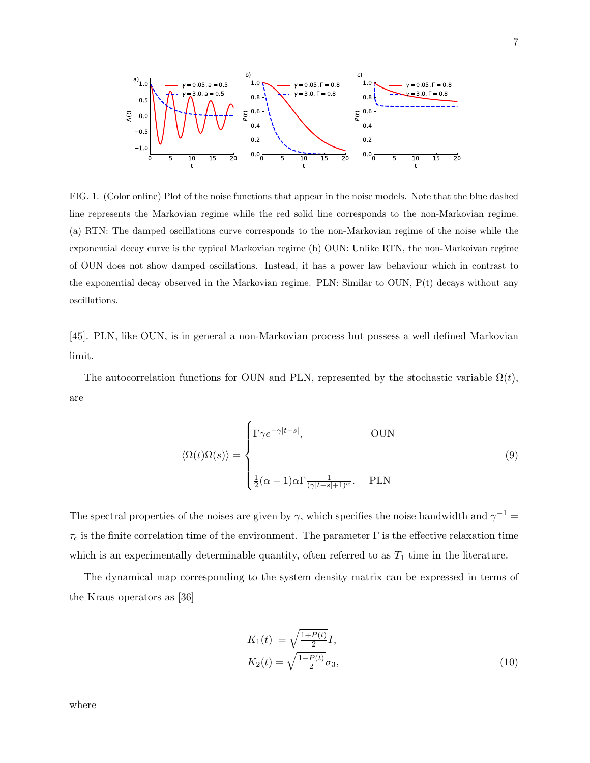FIG. 1. (Color online) Plot of the noise functions that appear in the noise models. Note that the blue dashed line represents the Markovian regime while the red solid line corresponds to the non-Markovian regime. (a) RTN: The damped oscillations curve corresponds to the non-Markovian regime of the noise while the exponential decay curve is the typical Markovian regime (b) OUN: Unlike RTN, the non-Markoivan regime of OUN does not show damped oscillations. Instead, it has a power law behaviour which in contrast to the exponential decay observed in the Markovian regime. PLN: Similar to OUN, P(t) decays without any oscillations.

[45]. PLN, like OUN, is in general a non-Markovian process but possess a well defined Markovian limit.

The autocorrelation functions for OUN and PLN, represented by the stochastic variable $\Omega(t)$, are

$$\langle \Omega(t)\Omega(s)\rangle = \begin{cases} \Gamma\gamma e^{-\gamma|t-s|}, & \text{OUN} \\ \\ \frac{1}{2}(\alpha-1)\alpha\Gamma\frac{1}{(\gamma|t-s|+1)^{\alpha}}. & \text{PLN} \end{cases} \tag{9}$$

The spectral properties of the noises are given by $\gamma$, which specifies the noise bandwidth and $\gamma^{-1} = \tau_c$ is the finite correlation time of the environment. The parameter $\Gamma$ is the effective relaxation time which is an experimentally determinable quantity, often referred to as $T_1$ time in the literature.

The dynamical map corresponding to the system density matrix can be expressed in terms of the Kraus operators as [36]

$$\begin{aligned} K_1(t) &= \sqrt{\tfrac{1+P(t)}{2}}I, \\ K_2(t) &= \sqrt{\tfrac{1-P(t)}{2}}\sigma_3, \end{aligned} \tag{10}$$

where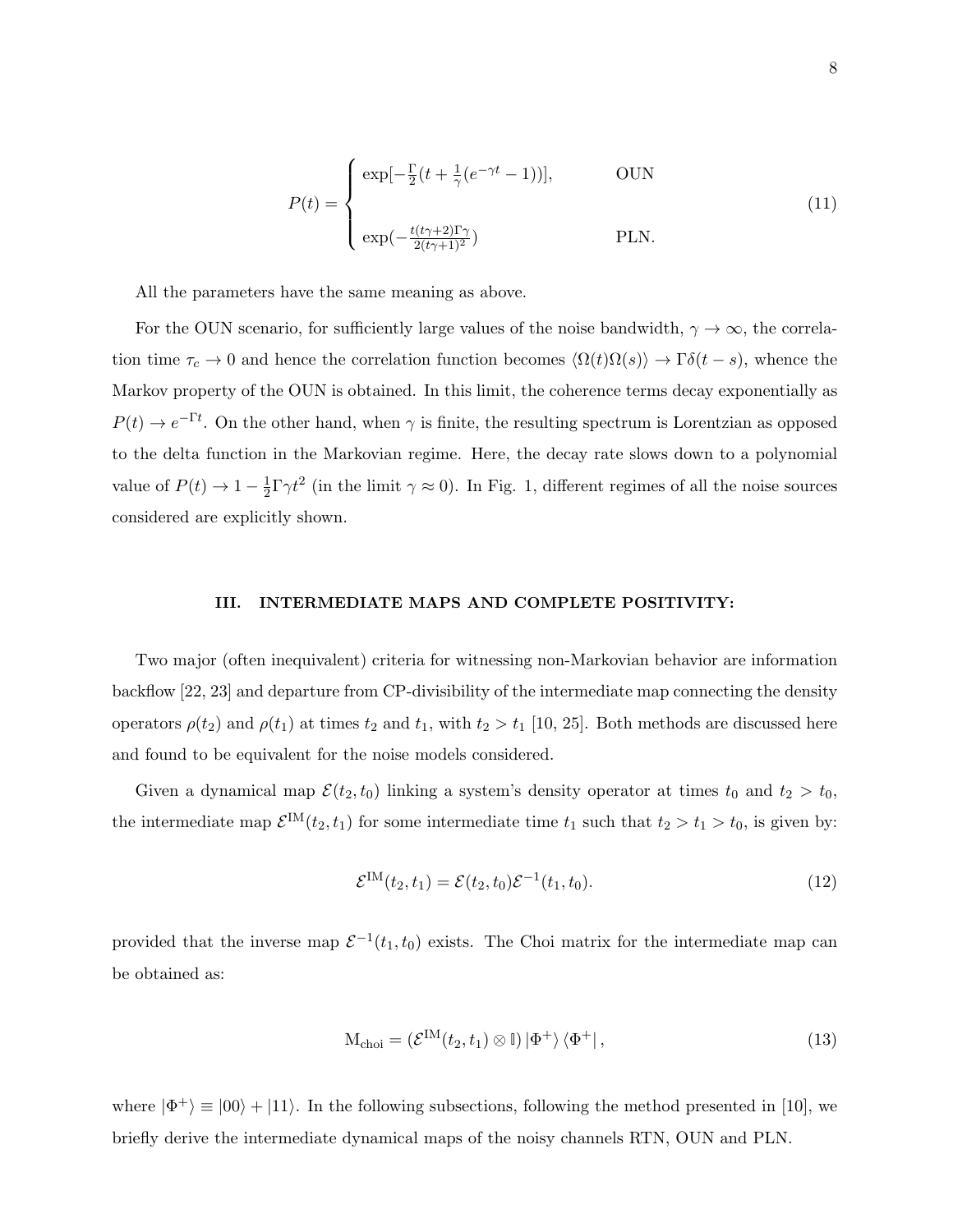$$
P(t) = \begin{cases} \exp[-\frac{\Gamma}{2}(t + \frac{1}{\gamma}(e^{-\gamma t} - 1))], & \text{OUN} \\ \\ \exp(-\frac{t(t\gamma+2)\Gamma\gamma}{2(t\gamma+1)^2}) & \text{PLN.} \end{cases} \tag{11}
$$

All the parameters have the same meaning as above.

For the OUN scenario, for sufficiently large values of the noise bandwidth, $\gamma \to \infty$, the correlation time $\tau_c \to 0$ and hence the correlation function becomes $\langle \Omega(t)\Omega(s) \rangle \to \Gamma\delta(t-s)$, whence the Markov property of the OUN is obtained. In this limit, the coherence terms decay exponentially as $P(t) \to e^{-\Gamma t}$. On the other hand, when $\gamma$ is finite, the resulting spectrum is Lorentzian as opposed to the delta function in the Markovian regime. Here, the decay rate slows down to a polynomial value of $P(t) \to 1 - \frac{1}{2}\Gamma\gamma t^2$ (in the limit $\gamma \approx 0$). In Fig. 1, different regimes of all the noise sources considered are explicitly shown.

## III. INTERMEDIATE MAPS AND COMPLETE POSITIVITY:

Two major (often inequivalent) criteria for witnessing non-Markovian behavior are information backflow [22, 23] and departure from CP-divisibility of the intermediate map connecting the density operators $\rho(t_2)$ and $\rho(t_1)$ at times $t_2$ and $t_1$, with $t_2 > t_1$ [10, 25]. Both methods are discussed here and found to be equivalent for the noise models considered.

Given a dynamical map $\mathcal{E}(t_2, t_0)$ linking a system's density operator at times $t_0$ and $t_2 > t_0$, the intermediate map $\mathcal{E}^{\text{IM}}(t_2, t_1)$ for some intermediate time $t_1$ such that $t_2 > t_1 > t_0$, is given by:

$$
\mathcal{E}^{\text{IM}}(t_2, t_1) = \mathcal{E}(t_2, t_0)\mathcal{E}^{-1}(t_1, t_0). \tag{12}
$$

provided that the inverse map $\mathcal{E}^{-1}(t_1, t_0)$ exists. The Choi matrix for the intermediate map can be obtained as:

$$
\text{M}_{\text{choi}} = (\mathcal{E}^{\text{IM}}(t_2, t_1) \otimes \mathbb{I}) |\Phi^+\rangle \langle \Phi^+| , \tag{13}
$$

where $|\Phi^+\rangle \equiv |00\rangle + |11\rangle$. In the following subsections, following the method presented in [10], we briefly derive the intermediate dynamical maps of the noisy channels RTN, OUN and PLN.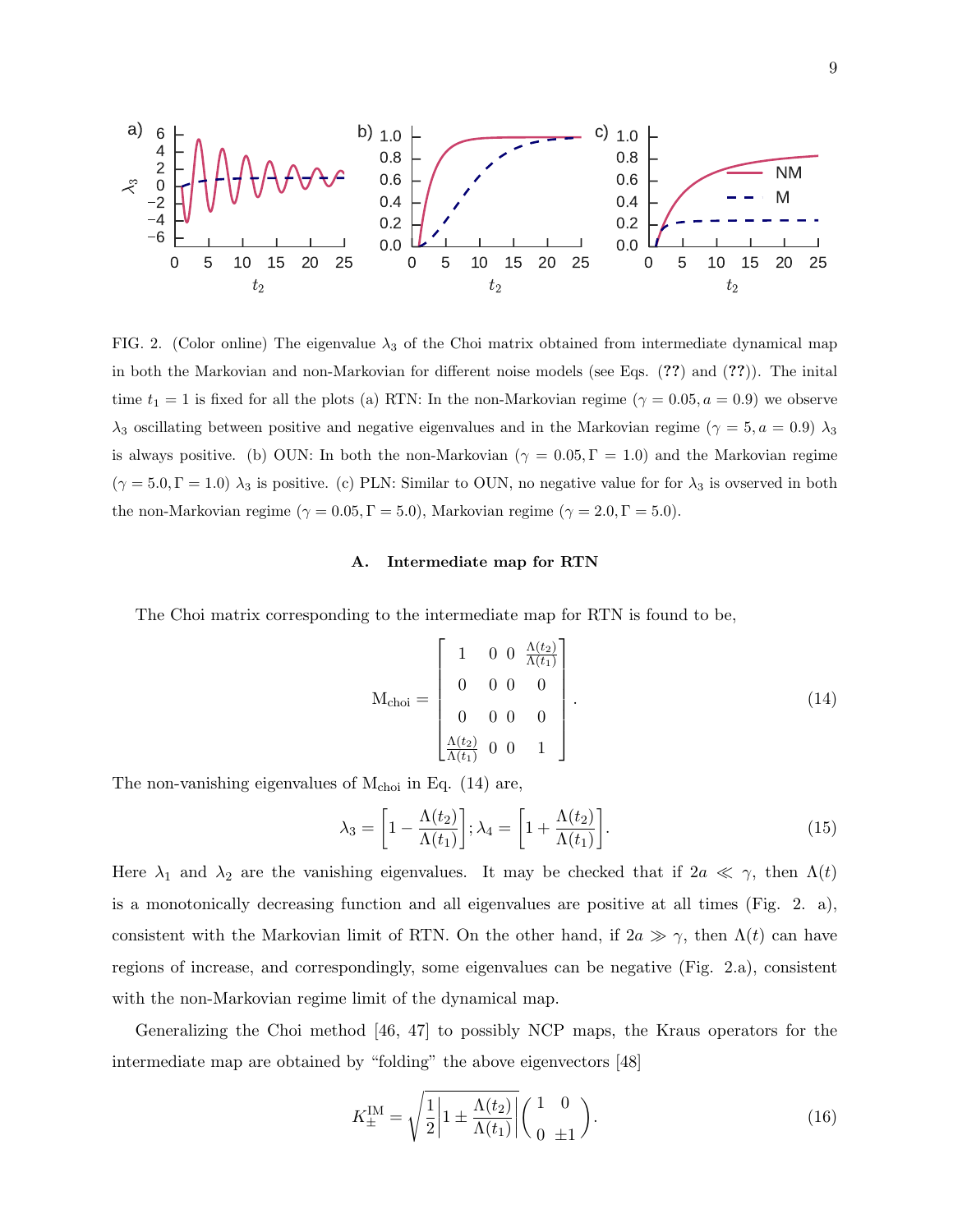FIG. 2. (Color online) The eigenvalue $\lambda_3$ of the Choi matrix obtained from intermediate dynamical map in both the Markovian and non-Markovian for different noise models (see Eqs. (??) and (??)). The inital time $t_1 = 1$ is fixed for all the plots (a) RTN: In the non-Markovian regime ($\gamma = 0.05, a = 0.9$) we observe $\lambda_3$ oscillating between positive and negative eigenvalues and in the Markovian regime ($\gamma = 5, a = 0.9$) $\lambda_3$ is always positive. (b) OUN: In both the non-Markovian ($\gamma = 0.05, \Gamma = 1.0$) and the Markovian regime ($\gamma = 5.0, \Gamma = 1.0$) $\lambda_3$ is positive. (c) PLN: Similar to OUN, no negative value for for $\lambda_3$ is ovserved in both the non-Markovian regime ($\gamma = 0.05, \Gamma = 5.0$), Markovian regime ($\gamma = 2.0, \Gamma = 5.0$).

### A. Intermediate map for RTN

The Choi matrix corresponding to the intermediate map for RTN is found to be,

$$
\mathrm{M}_{\mathrm{choi}} = \begin{bmatrix} 1 & 0 & 0 & \frac{\Lambda(t_2)}{\Lambda(t_1)} \\ 0 & 0 & 0 & 0 \\ 0 & 0 & 0 & 0 \\ \frac{\Lambda(t_2)}{\Lambda(t_1)} & 0 & 0 & 1 \end{bmatrix}. \tag{14}
$$

The non-vanishing eigenvalues of $\mathrm{M}_{\mathrm{choi}}$ in Eq. (14) are,

$$
\lambda_3 = \left[1 - \frac{\Lambda(t_2)}{\Lambda(t_1)}\right]; \lambda_4 = \left[1 + \frac{\Lambda(t_2)}{\Lambda(t_1)}\right]. \tag{15}
$$

Here $\lambda_1$ and $\lambda_2$ are the vanishing eigenvalues. It may be checked that if $2a \ll \gamma$, then $\Lambda(t)$ is a monotonically decreasing function and all eigenvalues are positive at all times (Fig. 2. a), consistent with the Markovian limit of RTN. On the other hand, if $2a \gg \gamma$, then $\Lambda(t)$ can have regions of increase, and correspondingly, some eigenvalues can be negative (Fig. 2.a), consistent with the non-Markovian regime limit of the dynamical map.

Generalizing the Choi method [46, 47] to possibly NCP maps, the Kraus operators for the intermediate map are obtained by "folding" the above eigenvectors [48]

$$
K_{\pm}^{\mathrm{IM}} = \sqrt{\frac{1}{2}\left|1 \pm \frac{\Lambda(t_2)}{\Lambda(t_1)}\right|}\begin{pmatrix} 1 & 0 \\ 0 & \pm 1 \end{pmatrix}. \tag{16}
$$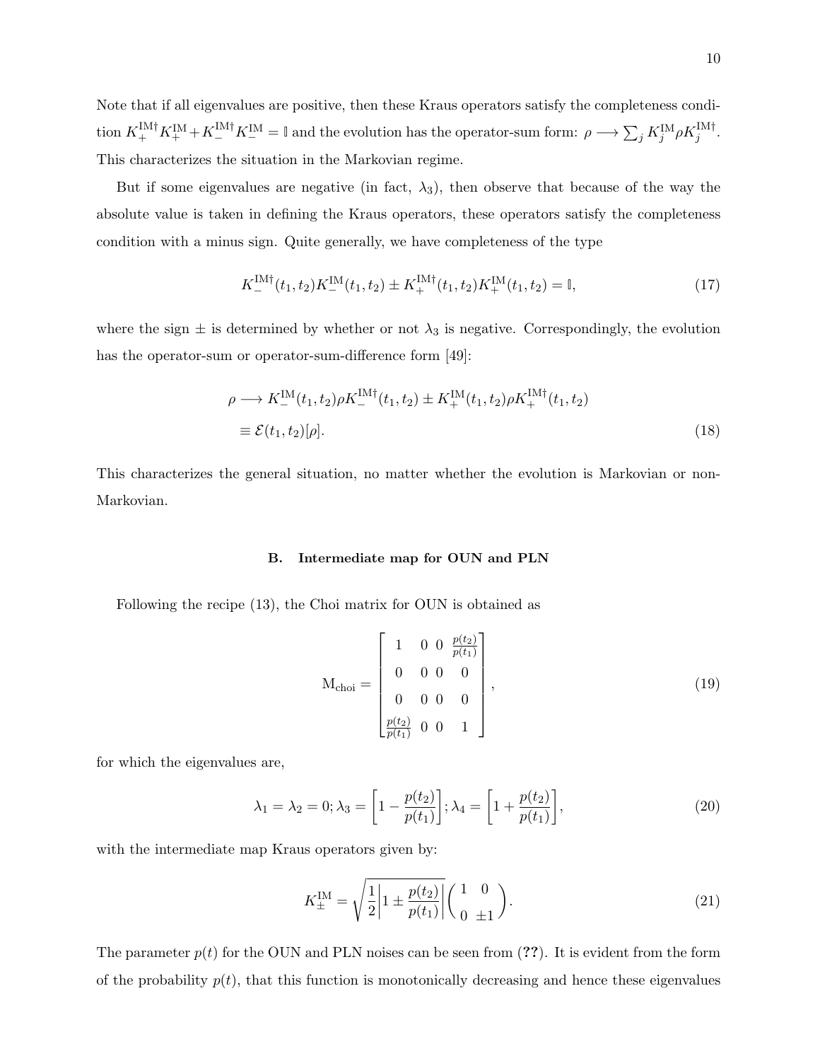Note that if all eigenvalues are positive, then these Kraus operators satisfy the completeness condition $K_+^{\rm IM\dagger} K_+^{\rm IM} + K_-^{\rm IM\dagger} K_-^{\rm IM} = \mathbb{I}$ and the evolution has the operator-sum form: $\rho \longrightarrow \sum_j K_j^{\rm IM} \rho K_j^{\rm IM\dagger}$. This characterizes the situation in the Markovian regime.

But if some eigenvalues are negative (in fact, $\lambda_3$), then observe that because of the way the absolute value is taken in defining the Kraus operators, these operators satisfy the completeness condition with a minus sign. Quite generally, we have completeness of the type

$$K_-^{\rm IM\dagger}(t_1,t_2) K_-^{\rm IM}(t_1,t_2) \pm K_+^{\rm IM\dagger}(t_1,t_2) K_+^{\rm IM}(t_1,t_2) = \mathbb{I}, \tag{17}$$

where the sign $\pm$ is determined by whether or not $\lambda_3$ is negative. Correspondingly, the evolution has the operator-sum or operator-sum-difference form [49]:

$$\begin{aligned}
\rho &\longrightarrow K_-^{\rm IM}(t_1,t_2)\rho K_-^{\rm IM\dagger}(t_1,t_2) \pm K_+^{\rm IM}(t_1,t_2)\rho K_+^{\rm IM\dagger}(t_1,t_2) \\
&\equiv \mathcal{E}(t_1,t_2)[\rho].
\end{aligned} \tag{18}$$

This characterizes the general situation, no matter whether the evolution is Markovian or non-Markovian.

### B. Intermediate map for OUN and PLN

Following the recipe (13), the Choi matrix for OUN is obtained as

$$\mathrm{M}_{\rm choi} = \begin{bmatrix} 1 & 0 & 0 & \frac{p(t_2)}{p(t_1)} \\ 0 & 0 & 0 & 0 \\ 0 & 0 & 0 & 0 \\ \frac{p(t_2)}{p(t_1)} & 0 & 0 & 1 \end{bmatrix}, \tag{19}$$

for which the eigenvalues are,

$$\lambda_1 = \lambda_2 = 0; \lambda_3 = \left[1 - \frac{p(t_2)}{p(t_1)}\right]; \lambda_4 = \left[1 + \frac{p(t_2)}{p(t_1)}\right], \tag{20}$$

with the intermediate map Kraus operators given by:

$$K_\pm^{\rm IM} = \sqrt{\frac{1}{2}\left|1 \pm \frac{p(t_2)}{p(t_1)}\right|} \begin{pmatrix} 1 & 0 \\ 0 & \pm 1 \end{pmatrix}. \tag{21}$$

The parameter $p(t)$ for the OUN and PLN noises can be seen from (**??**). It is evident from the form of the probability $p(t)$, that this function is monotonically decreasing and hence these eigenvalues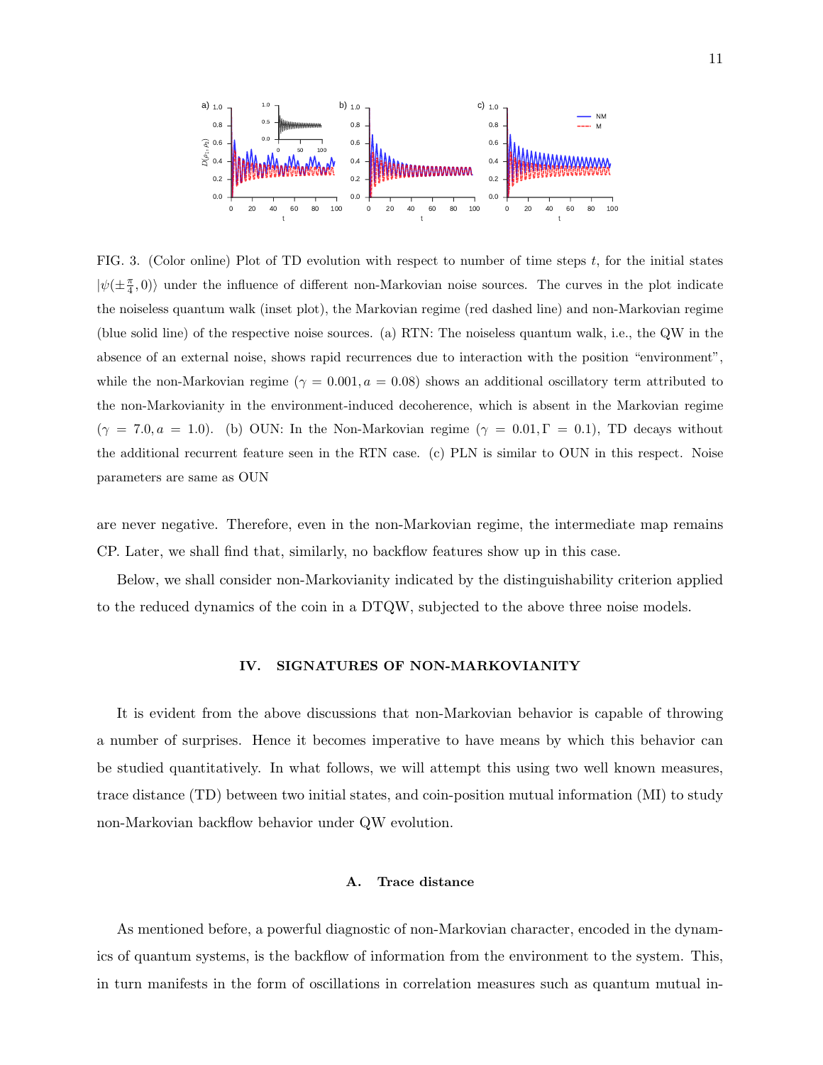FIG. 3. (Color online) Plot of TD evolution with respect to number of time steps $t$, for the initial states $|\psi(\pm\frac{\pi}{4}, 0)\rangle$ under the influence of different non-Markovian noise sources. The curves in the plot indicate the noiseless quantum walk (inset plot), the Markovian regime (red dashed line) and non-Markovian regime (blue solid line) of the respective noise sources. (a) RTN: The noiseless quantum walk, i.e., the QW in the absence of an external noise, shows rapid recurrences due to interaction with the position "environment", while the non-Markovian regime ($\gamma = 0.001, a = 0.08$) shows an additional oscillatory term attributed to the non-Markovianity in the environment-induced decoherence, which is absent in the Markovian regime ($\gamma = 7.0, a = 1.0$). (b) OUN: In the Non-Markovian regime ($\gamma = 0.01, \Gamma = 0.1$), TD decays without the additional recurrent feature seen in the RTN case. (c) PLN is similar to OUN in this respect. Noise parameters are same as OUN

are never negative. Therefore, even in the non-Markovian regime, the intermediate map remains CP. Later, we shall find that, similarly, no backflow features show up in this case.

Below, we shall consider non-Markovianity indicated by the distinguishability criterion applied to the reduced dynamics of the coin in a DTQW, subjected to the above three noise models.

## IV. SIGNATURES OF NON-MARKOVIANITY

It is evident from the above discussions that non-Markovian behavior is capable of throwing a number of surprises. Hence it becomes imperative to have means by which this behavior can be studied quantitatively. In what follows, we will attempt this using two well known measures, trace distance (TD) between two initial states, and coin-position mutual information (MI) to study non-Markovian backflow behavior under QW evolution.

### A. Trace distance

As mentioned before, a powerful diagnostic of non-Markovian character, encoded in the dynamics of quantum systems, is the backflow of information from the environment to the system. This, in turn manifests in the form of oscillations in correlation measures such as quantum mutual in-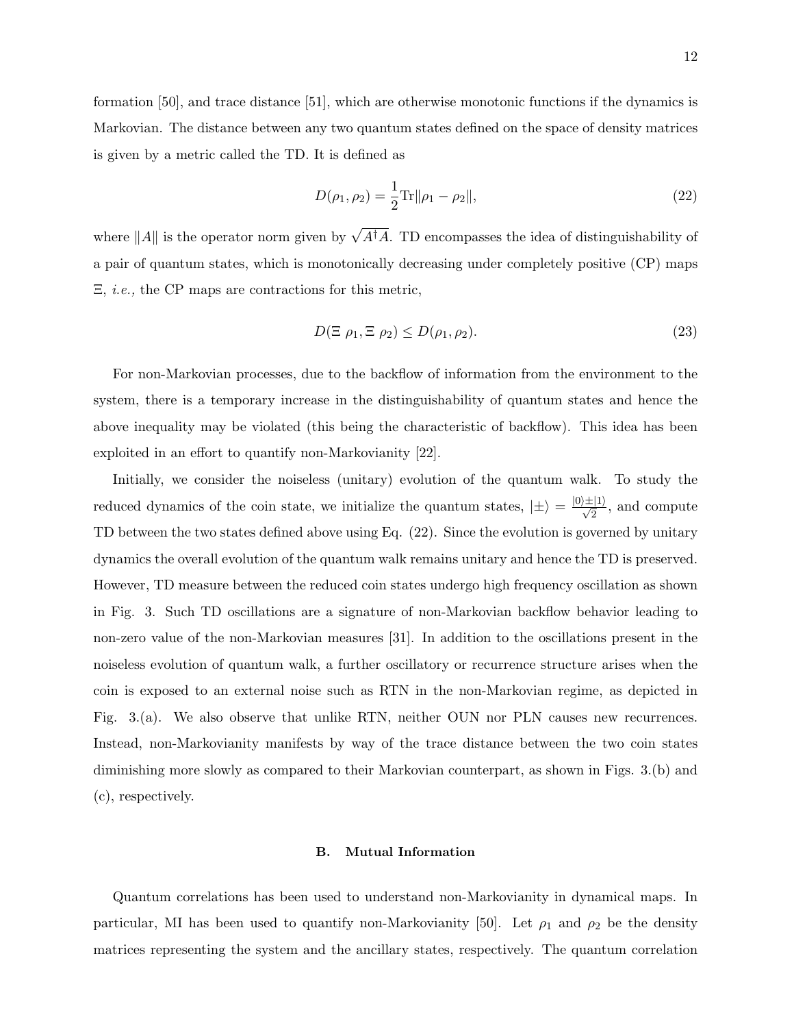formation [50], and trace distance [51], which are otherwise monotonic functions if the dynamics is Markovian. The distance between any two quantum states defined on the space of density matrices is given by a metric called the TD. It is defined as

$$D(\rho_1, \rho_2) = \frac{1}{2}\text{Tr}\|\rho_1 - \rho_2\|, \tag{22}$$

where $\|A\|$ is the operator norm given by $\sqrt{A^\dagger A}$. TD encompasses the idea of distinguishability of a pair of quantum states, which is monotonically decreasing under completely positive (CP) maps $\Xi$, *i.e.,* the CP maps are contractions for this metric,

$$D(\Xi\ \rho_1, \Xi\ \rho_2) \leq D(\rho_1, \rho_2). \tag{23}$$

For non-Markovian processes, due to the backflow of information from the environment to the system, there is a temporary increase in the distinguishability of quantum states and hence the above inequality may be violated (this being the characteristic of backflow). This idea has been exploited in an effort to quantify non-Markovianity [22].

Initially, we consider the noiseless (unitary) evolution of the quantum walk. To study the reduced dynamics of the coin state, we initialize the quantum states, $|\pm\rangle = \frac{|0\rangle \pm |1\rangle}{\sqrt{2}}$, and compute TD between the two states defined above using Eq. (22). Since the evolution is governed by unitary dynamics the overall evolution of the quantum walk remains unitary and hence the TD is preserved. However, TD measure between the reduced coin states undergo high frequency oscillation as shown in Fig. 3. Such TD oscillations are a signature of non-Markovian backflow behavior leading to non-zero value of the non-Markovian measures [31]. In addition to the oscillations present in the noiseless evolution of quantum walk, a further oscillatory or recurrence structure arises when the coin is exposed to an external noise such as RTN in the non-Markovian regime, as depicted in Fig. 3.(a). We also observe that unlike RTN, neither OUN nor PLN causes new recurrences. Instead, non-Markovianity manifests by way of the trace distance between the two coin states diminishing more slowly as compared to their Markovian counterpart, as shown in Figs. 3.(b) and (c), respectively.

### B. Mutual Information

Quantum correlations has been used to understand non-Markovianity in dynamical maps. In particular, MI has been used to quantify non-Markovianity [50]. Let $\rho_1$ and $\rho_2$ be the density matrices representing the system and the ancillary states, respectively. The quantum correlation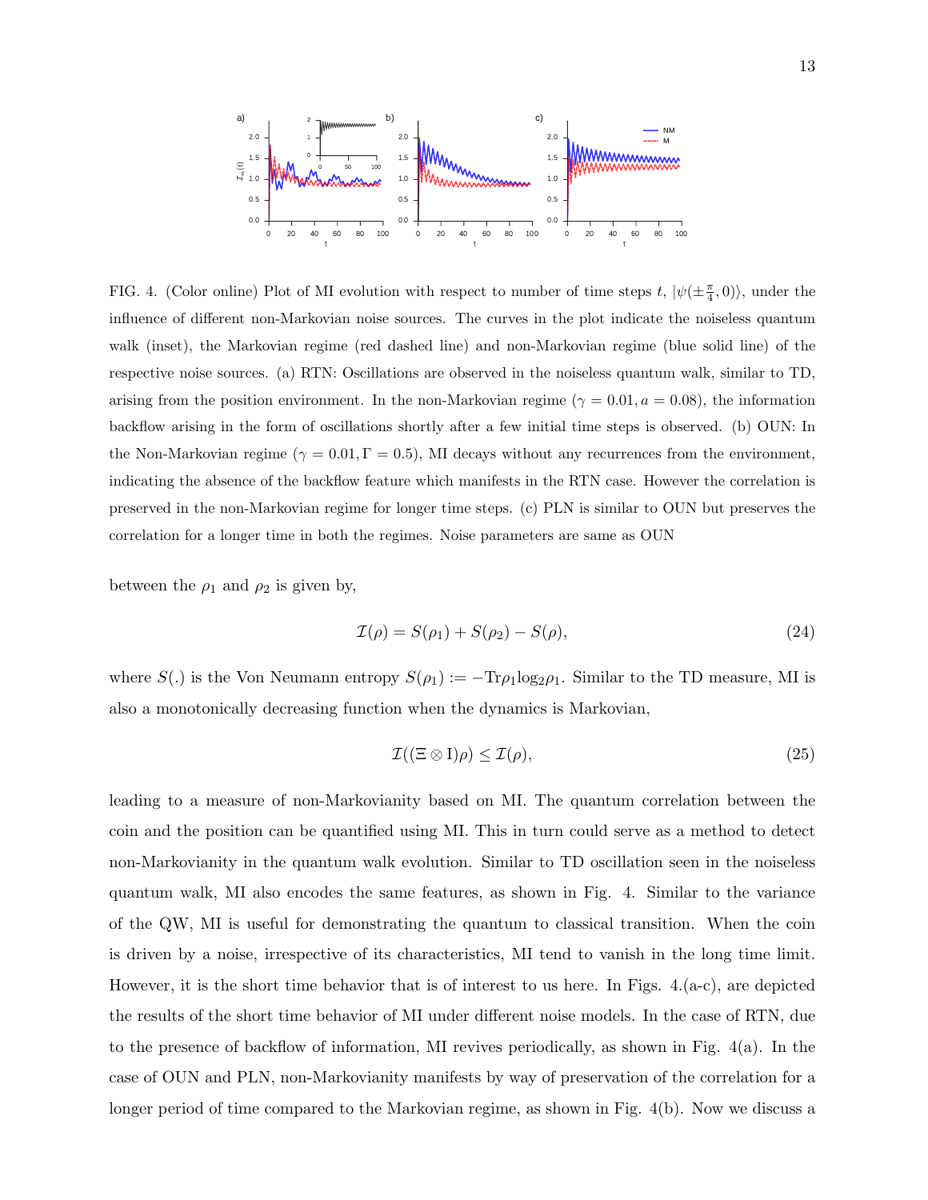FIG. 4. (Color online) Plot of MI evolution with respect to number of time steps $t$, $|\psi(\pm\frac{\pi}{4}, 0)\rangle$, under the influence of different non-Markovian noise sources. The curves in the plot indicate the noiseless quantum walk (inset), the Markovian regime (red dashed line) and non-Markovian regime (blue solid line) of the respective noise sources. (a) RTN: Oscillations are observed in the noiseless quantum walk, similar to TD, arising from the position environment. In the non-Markovian regime ($\gamma = 0.01, a = 0.08$), the information backflow arising in the form of oscillations shortly after a few initial time steps is observed. (b) OUN: In the Non-Markovian regime ($\gamma = 0.01, \Gamma = 0.5$), MI decays without any recurrences from the environment, indicating the absence of the backflow feature which manifests in the RTN case. However the correlation is preserved in the non-Markovian regime for longer time steps. (c) PLN is similar to OUN but preserves the correlation for a longer time in both the regimes. Noise parameters are same as OUN

between the $\rho_1$ and $\rho_2$ is given by,

$$\mathcal{I}(\rho) = S(\rho_1) + S(\rho_2) - S(\rho), \tag{24}$$

where $S(.)$ is the Von Neumann entropy $S(\rho_1) := -\text{Tr}\rho_1 \log_2 \rho_1$. Similar to the TD measure, MI is also a monotonically decreasing function when the dynamics is Markovian,

$$\mathcal{I}((\Xi \otimes \text{I})\rho) \leq \mathcal{I}(\rho), \tag{25}$$

leading to a measure of non-Markovianity based on MI. The quantum correlation between the coin and the position can be quantified using MI. This in turn could serve as a method to detect non-Markovianity in the quantum walk evolution. Similar to TD oscillation seen in the noiseless quantum walk, MI also encodes the same features, as shown in Fig. 4. Similar to the variance of the QW, MI is useful for demonstrating the quantum to classical transition. When the coin is driven by a noise, irrespective of its characteristics, MI tend to vanish in the long time limit. However, it is the short time behavior that is of interest to us here. In Figs. 4.(a-c), are depicted the results of the short time behavior of MI under different noise models. In the case of RTN, due to the presence of backflow of information, MI revives periodically, as shown in Fig. 4(a). In the case of OUN and PLN, non-Markovianity manifests by way of preservation of the correlation for a longer period of time compared to the Markovian regime, as shown in Fig. 4(b). Now we discuss a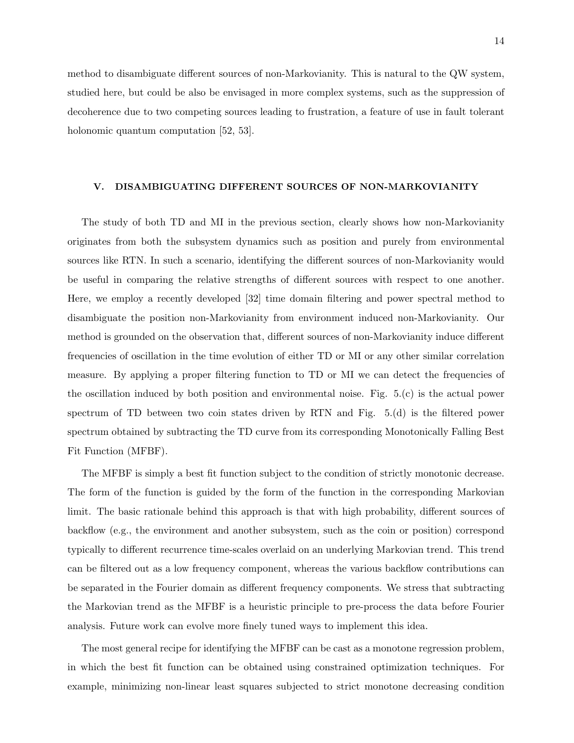method to disambiguate different sources of non-Markovianity. This is natural to the QW system, studied here, but could be also be envisaged in more complex systems, such as the suppression of decoherence due to two competing sources leading to frustration, a feature of use in fault tolerant holonomic quantum computation [52, 53].

## V. DISAMBIGUATING DIFFERENT SOURCES OF NON-MARKOVIANITY

The study of both TD and MI in the previous section, clearly shows how non-Markovianity originates from both the subsystem dynamics such as position and purely from environmental sources like RTN. In such a scenario, identifying the different sources of non-Markovianity would be useful in comparing the relative strengths of different sources with respect to one another. Here, we employ a recently developed [32] time domain filtering and power spectral method to disambiguate the position non-Markovianity from environment induced non-Markovianity. Our method is grounded on the observation that, different sources of non-Markovianity induce different frequencies of oscillation in the time evolution of either TD or MI or any other similar correlation measure. By applying a proper filtering function to TD or MI we can detect the frequencies of the oscillation induced by both position and environmental noise. Fig. 5.(c) is the actual power spectrum of TD between two coin states driven by RTN and Fig. 5.(d) is the filtered power spectrum obtained by subtracting the TD curve from its corresponding Monotonically Falling Best Fit Function (MFBF).

The MFBF is simply a best fit function subject to the condition of strictly monotonic decrease. The form of the function is guided by the form of the function in the corresponding Markovian limit. The basic rationale behind this approach is that with high probability, different sources of backflow (e.g., the environment and another subsystem, such as the coin or position) correspond typically to different recurrence time-scales overlaid on an underlying Markovian trend. This trend can be filtered out as a low frequency component, whereas the various backflow contributions can be separated in the Fourier domain as different frequency components. We stress that subtracting the Markovian trend as the MFBF is a heuristic principle to pre-process the data before Fourier analysis. Future work can evolve more finely tuned ways to implement this idea.

The most general recipe for identifying the MFBF can be cast as a monotone regression problem, in which the best fit function can be obtained using constrained optimization techniques. For example, minimizing non-linear least squares subjected to strict monotone decreasing condition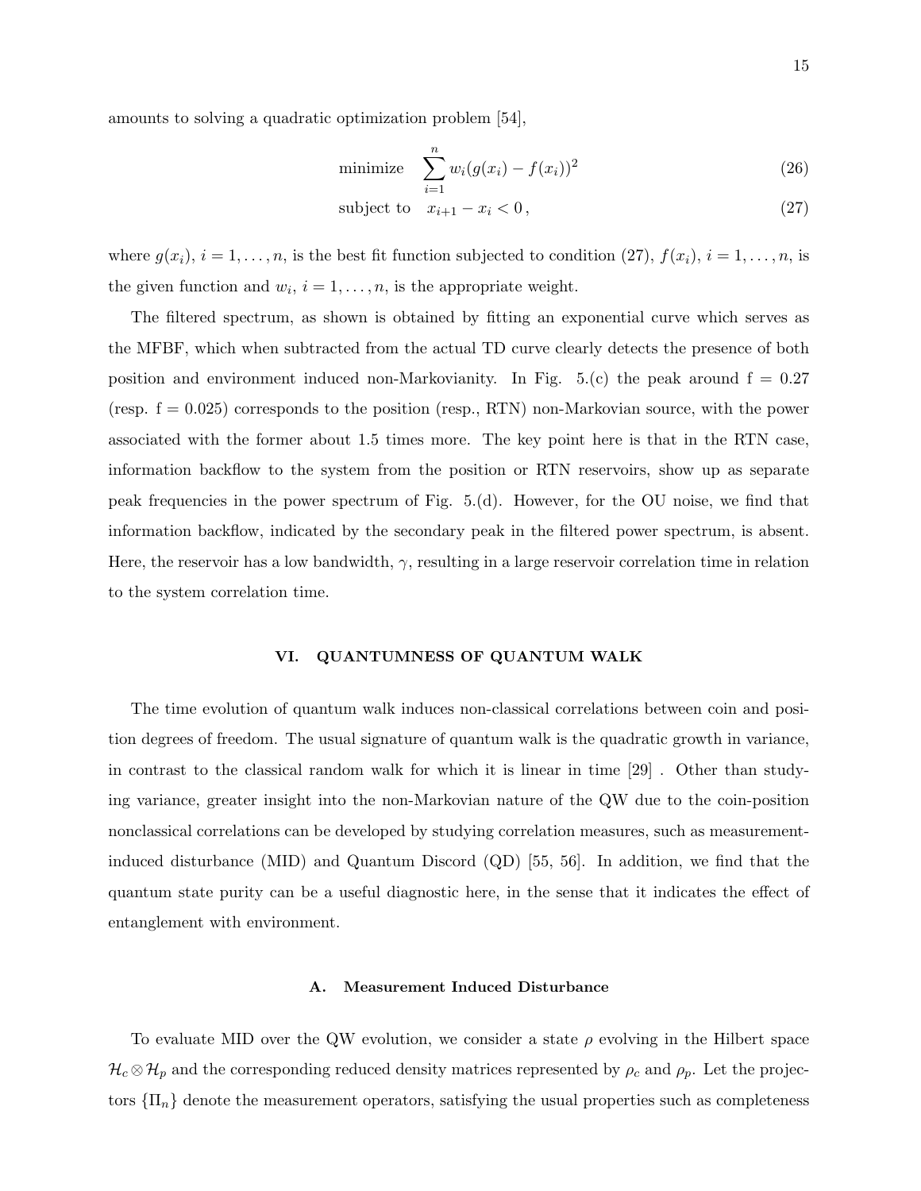amounts to solving a quadratic optimization problem [54],

$$\text{minimize} \quad \sum_{i=1}^{n} w_i (g(x_i) - f(x_i))^2 \tag{26}$$

$$\text{subject to} \quad x_{i+1} - x_i < 0\,, \tag{27}$$

where $g(x_i)$, $i = 1, \ldots, n$, is the best fit function subjected to condition (27), $f(x_i)$, $i = 1, \ldots, n$, is the given function and $w_i$, $i = 1, \ldots, n$, is the appropriate weight.

The filtered spectrum, as shown is obtained by fitting an exponential curve which serves as the MFBF, which when subtracted from the actual TD curve clearly detects the presence of both position and environment induced non-Markovianity. In Fig. 5.(c) the peak around f = 0.27 (resp. f = 0.025) corresponds to the position (resp., RTN) non-Markovian source, with the power associated with the former about 1.5 times more. The key point here is that in the RTN case, information backflow to the system from the position or RTN reservoirs, show up as separate peak frequencies in the power spectrum of Fig. 5.(d). However, for the OU noise, we find that information backflow, indicated by the secondary peak in the filtered power spectrum, is absent. Here, the reservoir has a low bandwidth, $\gamma$, resulting in a large reservoir correlation time in relation to the system correlation time.

## VI. QUANTUMNESS OF QUANTUM WALK

The time evolution of quantum walk induces non-classical correlations between coin and position degrees of freedom. The usual signature of quantum walk is the quadratic growth in variance, in contrast to the classical random walk for which it is linear in time [29] . Other than studying variance, greater insight into the non-Markovian nature of the QW due to the coin-position nonclassical correlations can be developed by studying correlation measures, such as measurement-induced disturbance (MID) and Quantum Discord (QD) [55, 56]. In addition, we find that the quantum state purity can be a useful diagnostic here, in the sense that it indicates the effect of entanglement with environment.

### A. Measurement Induced Disturbance

To evaluate MID over the QW evolution, we consider a state $\rho$ evolving in the Hilbert space $\mathcal{H}_c \otimes \mathcal{H}_p$ and the corresponding reduced density matrices represented by $\rho_c$ and $\rho_p$. Let the projectors $\{\Pi_n\}$ denote the measurement operators, satisfying the usual properties such as completeness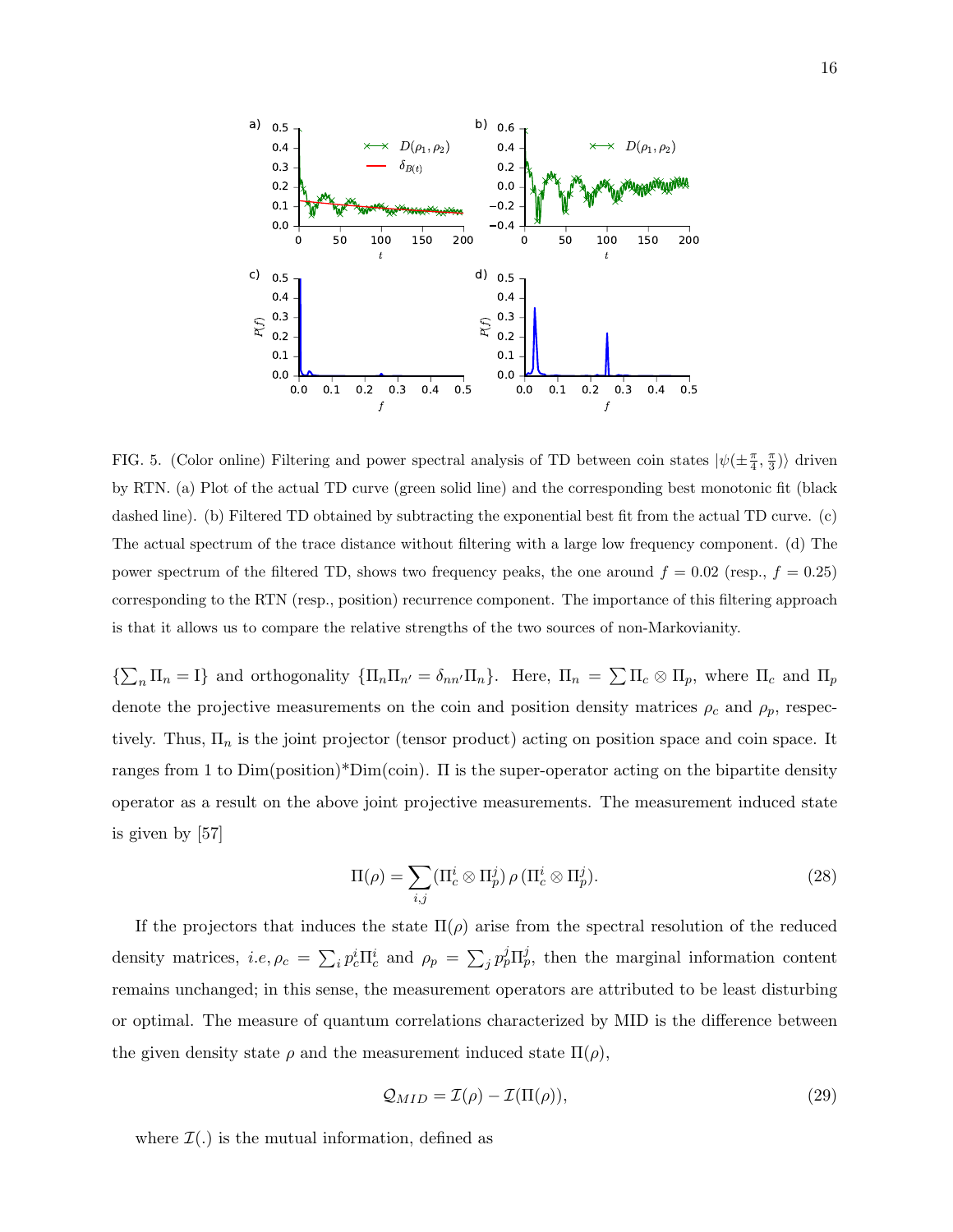FIG. 5. (Color online) Filtering and power spectral analysis of TD between coin states $|\psi(\pm\frac{\pi}{4}, \frac{\pi}{3})\rangle$ driven by RTN. (a) Plot of the actual TD curve (green solid line) and the corresponding best monotonic fit (black dashed line). (b) Filtered TD obtained by subtracting the exponential best fit from the actual TD curve. (c) The actual spectrum of the trace distance without filtering with a large low frequency component. (d) The power spectrum of the filtered TD, shows two frequency peaks, the one around $f = 0.02$ (resp., $f = 0.25$) corresponding to the RTN (resp., position) recurrence component. The importance of this filtering approach is that it allows us to compare the relative strengths of the two sources of non-Markovianity.

$\{\sum_n \Pi_n = \mathrm{I}\}$ and orthogonality $\{\Pi_n \Pi_{n'} = \delta_{nn'}\Pi_n\}$. Here, $\Pi_n = \sum \Pi_c \otimes \Pi_p$, where $\Pi_c$ and $\Pi_p$ denote the projective measurements on the coin and position density matrices $\rho_c$ and $\rho_p$, respectively. Thus, $\Pi_n$ is the joint projector (tensor product) acting on position space and coin space. It ranges from 1 to Dim(position)*Dim(coin). $\Pi$ is the super-operator acting on the bipartite density operator as a result on the above joint projective measurements. The measurement induced state is given by [57]

$$\Pi(\rho) = \sum_{i,j} (\Pi_c^i \otimes \Pi_p^j)\, \rho\, (\Pi_c^i \otimes \Pi_p^j). \tag{28}$$

If the projectors that induces the state $\Pi(\rho)$ arise from the spectral resolution of the reduced density matrices, *i.e*, $\rho_c = \sum_i p_c^i \Pi_c^i$ and $\rho_p = \sum_j p_p^j \Pi_p^j$, then the marginal information content remains unchanged; in this sense, the measurement operators are attributed to be least disturbing or optimal. The measure of quantum correlations characterized by MID is the difference between the given density state $\rho$ and the measurement induced state $\Pi(\rho)$,

$$\mathcal{Q}_{MID} = \mathcal{I}(\rho) - \mathcal{I}(\Pi(\rho)), \tag{29}$$

where $\mathcal{I}(.)$ is the mutual information, defined as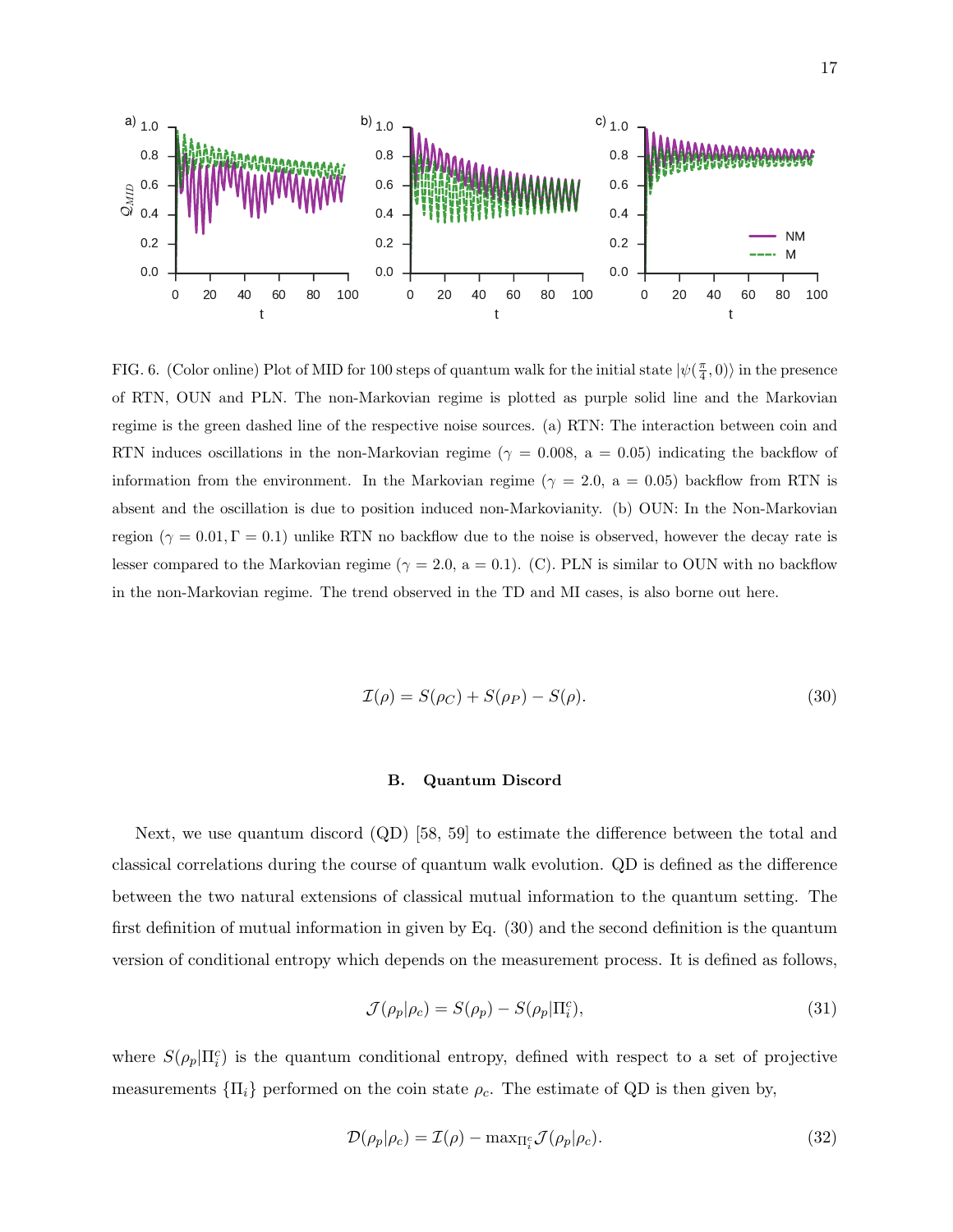FIG. 6. (Color online) Plot of MID for 100 steps of quantum walk for the initial state $|\psi(\frac{\pi}{4}, 0)\rangle$ in the presence of RTN, OUN and PLN. The non-Markovian regime is plotted as purple solid line and the Markovian regime is the green dashed line of the respective noise sources. (a) RTN: The interaction between coin and RTN induces oscillations in the non-Markovian regime ($\gamma$ = 0.008, a = 0.05) indicating the backflow of information from the environment. In the Markovian regime ($\gamma$ = 2.0, a = 0.05) backflow from RTN is absent and the oscillation is due to position induced non-Markovianity. (b) OUN: In the Non-Markovian region ($\gamma = 0.01, \Gamma = 0.1$) unlike RTN no backflow due to the noise is observed, however the decay rate is lesser compared to the Markovian regime ($\gamma$ = 2.0, a = 0.1). (C). PLN is similar to OUN with no backflow in the non-Markovian regime. The trend observed in the TD and MI cases, is also borne out here.

$$\mathcal{I}(\rho) = S(\rho_C) + S(\rho_P) - S(\rho). \tag{30}$$

### B. Quantum Discord

Next, we use quantum discord (QD) [58, 59] to estimate the difference between the total and classical correlations during the course of quantum walk evolution. QD is defined as the difference between the two natural extensions of classical mutual information to the quantum setting. The first definition of mutual information in given by Eq. (30) and the second definition is the quantum version of conditional entropy which depends on the measurement process. It is defined as follows,

$$\mathcal{J}(\rho_p|\rho_c) = S(\rho_p) - S(\rho_p|\Pi_i^c), \tag{31}$$

where $S(\rho_p|\Pi_i^c)$ is the quantum conditional entropy, defined with respect to a set of projective measurements $\{\Pi_i\}$ performed on the coin state $\rho_c$. The estimate of QD is then given by,

$$\mathcal{D}(\rho_p|\rho_c) = \mathcal{I}(\rho) - \max_{\Pi_i^c}\mathcal{J}(\rho_p|\rho_c). \tag{32}$$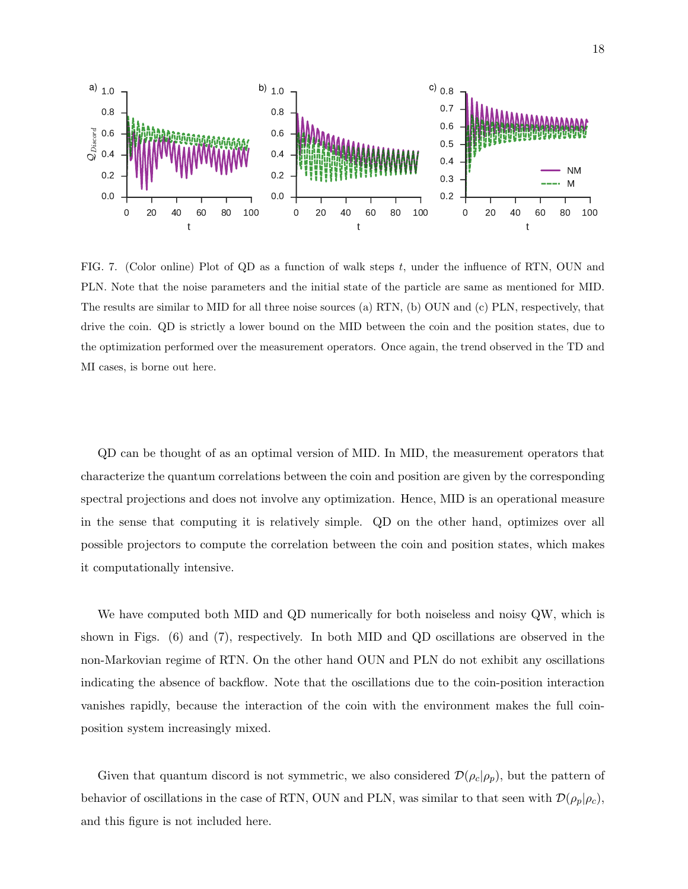FIG. 7. (Color online) Plot of QD as a function of walk steps $t$, under the influence of RTN, OUN and PLN. Note that the noise parameters and the initial state of the particle are same as mentioned for MID. The results are similar to MID for all three noise sources (a) RTN, (b) OUN and (c) PLN, respectively, that drive the coin. QD is strictly a lower bound on the MID between the coin and the position states, due to the optimization performed over the measurement operators. Once again, the trend observed in the TD and MI cases, is borne out here.

QD can be thought of as an optimal version of MID. In MID, the measurement operators that characterize the quantum correlations between the coin and position are given by the corresponding spectral projections and does not involve any optimization. Hence, MID is an operational measure in the sense that computing it is relatively simple. QD on the other hand, optimizes over all possible projectors to compute the correlation between the coin and position states, which makes it computationally intensive.

We have computed both MID and QD numerically for both noiseless and noisy QW, which is shown in Figs. (6) and (7), respectively. In both MID and QD oscillations are observed in the non-Markovian regime of RTN. On the other hand OUN and PLN do not exhibit any oscillations indicating the absence of backflow. Note that the oscillations due to the coin-position interaction vanishes rapidly, because the interaction of the coin with the environment makes the full coin-position system increasingly mixed.

Given that quantum discord is not symmetric, we also considered $\mathcal{D}(\rho_c|\rho_p)$, but the pattern of behavior of oscillations in the case of RTN, OUN and PLN, was similar to that seen with $\mathcal{D}(\rho_p|\rho_c)$, and this figure is not included here.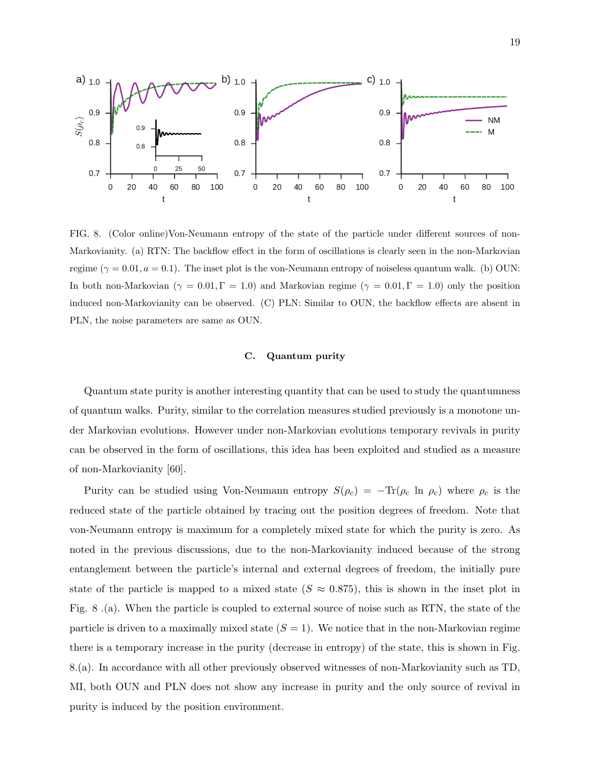FIG. 8. (Color online)Von-Neumann entropy of the state of the particle under different sources of non-Markovianity. (a) RTN: The backflow effect in the form of oscillations is clearly seen in the non-Markovian regime ($\gamma = 0.01, a = 0.1$). The inset plot is the von-Neumann entropy of noiseless quantum walk. (b) OUN: In both non-Markovian ($\gamma = 0.01, \Gamma = 1.0$) and Markovian regime ($\gamma = 0.01, \Gamma = 1.0$) only the position induced non-Markovianity can be observed. (C) PLN: Similar to OUN, the backflow effects are absent in PLN, the noise parameters are same as OUN.

### C. Quantum purity

Quantum state purity is another interesting quantity that can be used to study the quantumness of quantum walks. Purity, similar to the correlation measures studied previously is a monotone under Markovian evolutions. However under non-Markovian evolutions temporary revivals in purity can be observed in the form of oscillations, this idea has been exploited and studied as a measure of non-Markovianity [60].

Purity can be studied using Von-Neumann entropy $S(\rho_c) = -\text{Tr}(\rho_c \ln \rho_c)$ where $\rho_c$ is the reduced state of the particle obtained by tracing out the position degrees of freedom. Note that von-Neumann entropy is maximum for a completely mixed state for which the purity is zero. As noted in the previous discussions, due to the non-Markovianity induced because of the strong entanglement between the particle's internal and external degrees of freedom, the initially pure state of the particle is mapped to a mixed state ($S \approx 0.875$), this is shown in the inset plot in Fig. 8 .(a). When the particle is coupled to external source of noise such as RTN, the state of the particle is driven to a maximally mixed state ($S = 1$). We notice that in the non-Markovian regime there is a temporary increase in the purity (decrease in entropy) of the state, this is shown in Fig. 8.(a). In accordance with all other previously observed witnesses of non-Markovianity such as TD, MI, both OUN and PLN does not show any increase in purity and the only source of revival in purity is induced by the position environment.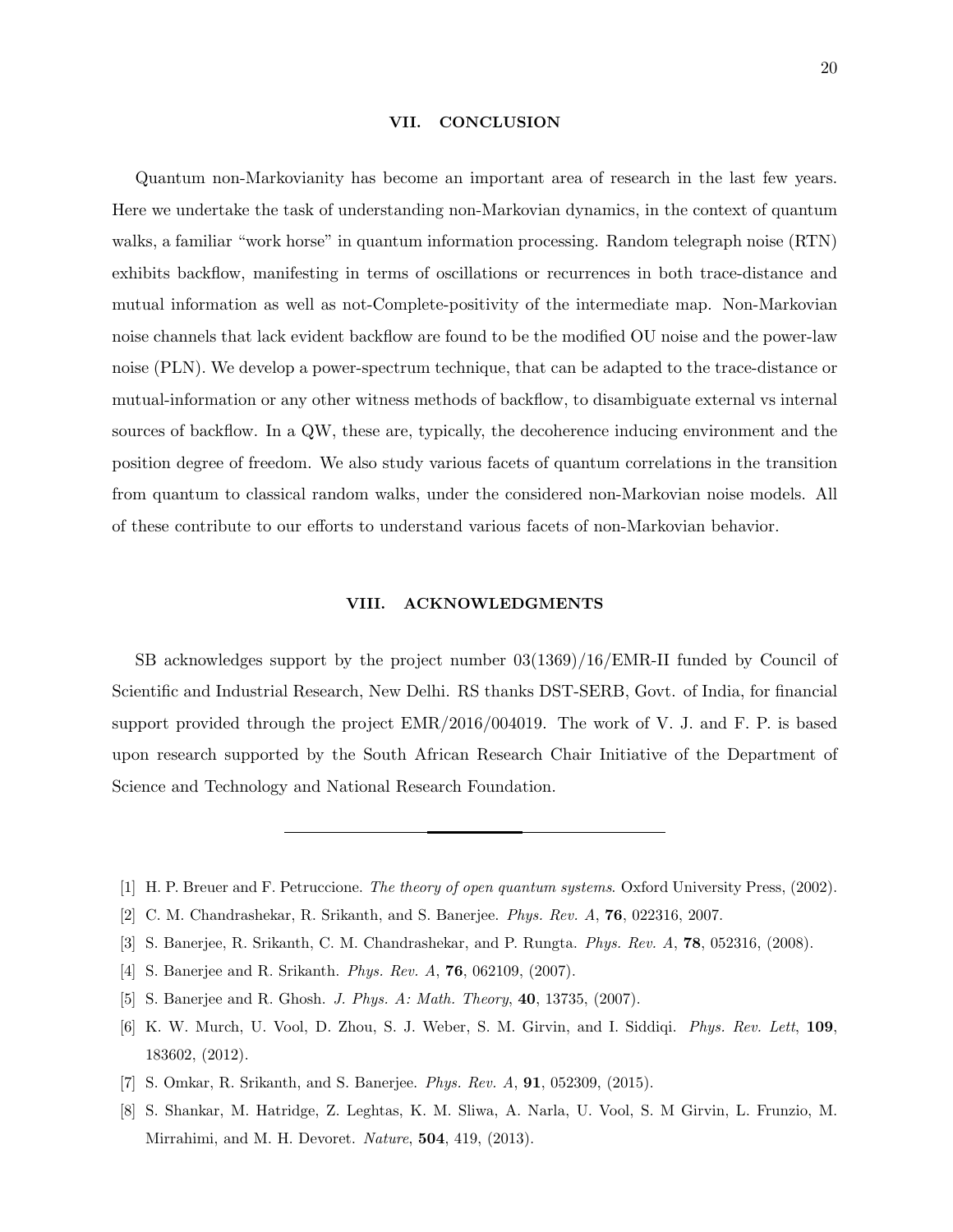## VII. CONCLUSION

Quantum non-Markovianity has become an important area of research in the last few years. Here we undertake the task of understanding non-Markovian dynamics, in the context of quantum walks, a familiar "work horse" in quantum information processing. Random telegraph noise (RTN) exhibits backflow, manifesting in terms of oscillations or recurrences in both trace-distance and mutual information as well as not-Complete-positivity of the intermediate map. Non-Markovian noise channels that lack evident backflow are found to be the modified OU noise and the power-law noise (PLN). We develop a power-spectrum technique, that can be adapted to the trace-distance or mutual-information or any other witness methods of backflow, to disambiguate external vs internal sources of backflow. In a QW, these are, typically, the decoherence inducing environment and the position degree of freedom. We also study various facets of quantum correlations in the transition from quantum to classical random walks, under the considered non-Markovian noise models. All of these contribute to our efforts to understand various facets of non-Markovian behavior.

## VIII. ACKNOWLEDGMENTS

SB acknowledges support by the project number 03(1369)/16/EMR-II funded by Council of Scientific and Industrial Research, New Delhi. RS thanks DST-SERB, Govt. of India, for financial support provided through the project EMR/2016/004019. The work of V. J. and F. P. is based upon research supported by the South African Research Chair Initiative of the Department of Science and Technology and National Research Foundation.

---

[1] H. P. Breuer and F. Petruccione. *The theory of open quantum systems*. Oxford University Press, (2002).

[2] C. M. Chandrashekar, R. Srikanth, and S. Banerjee. *Phys. Rev. A*, **76**, 022316, 2007.

[3] S. Banerjee, R. Srikanth, C. M. Chandrashekar, and P. Rungta. *Phys. Rev. A*, **78**, 052316, (2008).

[4] S. Banerjee and R. Srikanth. *Phys. Rev. A*, **76**, 062109, (2007).

[5] S. Banerjee and R. Ghosh. *J. Phys. A: Math. Theory*, **40**, 13735, (2007).

[6] K. W. Murch, U. Vool, D. Zhou, S. J. Weber, S. M. Girvin, and I. Siddiqi. *Phys. Rev. Lett*, **109**, 183602, (2012).

[7] S. Omkar, R. Srikanth, and S. Banerjee. *Phys. Rev. A*, **91**, 052309, (2015).

[8] S. Shankar, M. Hatridge, Z. Leghtas, K. M. Sliwa, A. Narla, U. Vool, S. M Girvin, L. Frunzio, M. Mirrahimi, and M. H. Devoret. *Nature*, **504**, 419, (2013).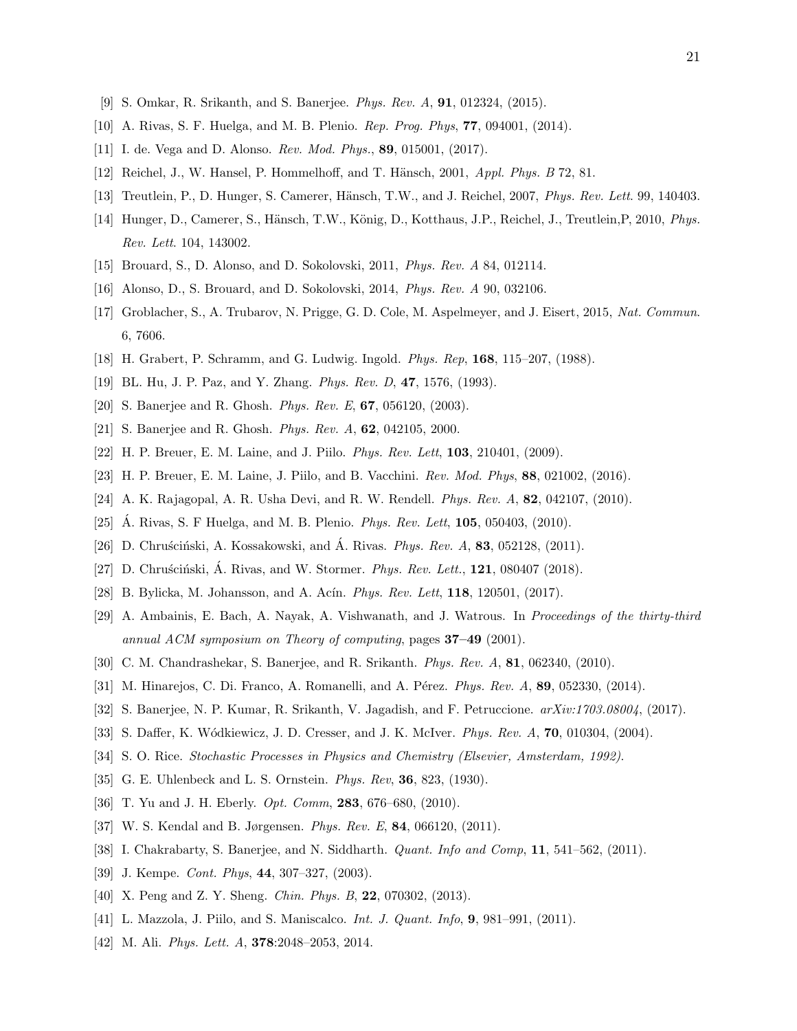[9] S. Omkar, R. Srikanth, and S. Banerjee. *Phys. Rev. A*, **91**, 012324, (2015).

[10] A. Rivas, S. F. Huelga, and M. B. Plenio. *Rep. Prog. Phys*, **77**, 094001, (2014).

[11] I. de. Vega and D. Alonso. *Rev. Mod. Phys.*, **89**, 015001, (2017).

[12] Reichel, J., W. Hansel, P. Hommelhoff, and T. Hänsch, 2001, *Appl. Phys. B* 72, 81.

[13] Treutlein, P., D. Hunger, S. Camerer, Hänsch, T.W., and J. Reichel, 2007, *Phys. Rev. Lett.* 99, 140403.

[14] Hunger, D., Camerer, S., Hänsch, T.W., König, D., Kotthaus, J.P., Reichel, J., Treutlein,P, 2010, *Phys. Rev. Lett.* 104, 143002.

[15] Brouard, S., D. Alonso, and D. Sokolovski, 2011, *Phys. Rev. A* 84, 012114.

[16] Alonso, D., S. Brouard, and D. Sokolovski, 2014, *Phys. Rev. A* 90, 032106.

[17] Groblacher, S., A. Trubarov, N. Prigge, G. D. Cole, M. Aspelmeyer, and J. Eisert, 2015, *Nat. Commun.* 6, 7606.

[18] H. Grabert, P. Schramm, and G. Ludwig. Ingold. *Phys. Rep*, **168**, 115–207, (1988).

[19] BL. Hu, J. P. Paz, and Y. Zhang. *Phys. Rev. D*, **47**, 1576, (1993).

[20] S. Banerjee and R. Ghosh. *Phys. Rev. E*, **67**, 056120, (2003).

[21] S. Banerjee and R. Ghosh. *Phys. Rev. A*, **62**, 042105, 2000.

[22] H. P. Breuer, E. M. Laine, and J. Piilo. *Phys. Rev. Lett*, **103**, 210401, (2009).

[23] H. P. Breuer, E. M. Laine, J. Piilo, and B. Vacchini. *Rev. Mod. Phys*, **88**, 021002, (2016).

[24] A. K. Rajagopal, A. R. Usha Devi, and R. W. Rendell. *Phys. Rev. A*, **82**, 042107, (2010).

[25] Á. Rivas, S F Huelga, and M. B. Plenio. *Phys. Rev. Lett*, **105**, 050403, (2010).

[26] D. Chruściński, A. Kossakowski, and Á. Rivas. *Phys. Rev. A*, **83**, 052128, (2011).

[27] D. Chruściński, Á. Rivas, and W. Stormer. *Phys. Rev. Lett.*, **121**, 080407 (2018).

[28] B. Bylicka, M. Johansson, and A. Acín. *Phys. Rev. Lett*, **118**, 120501, (2017).

[29] A. Ambainis, E. Bach, A. Nayak, A. Vishwanath, and J. Watrous. In *Proceedings of the thirty-third annual ACM symposium on Theory of computing*, pages **37–49** (2001).

[30] C. M. Chandrashekar, S. Banerjee, and R. Srikanth. *Phys. Rev. A*, **81**, 062340, (2010).

[31] M. Hinarejos, C. Di. Franco, A. Romanelli, and A. Pérez. *Phys. Rev. A*, **89**, 052330, (2014).

[32] S. Banerjee, N. P. Kumar, R. Srikanth, V. Jagadish, and F. Petruccione. *arXiv:1703.08004*, (2017).

[33] S. Daffer, K. Wódkiewicz, J. D. Cresser, and J. K. McIver. *Phys. Rev. A*, **70**, 010304, (2004).

[34] S. O. Rice. *Stochastic Processes in Physics and Chemistry (Elsevier, Amsterdam, 1992).*

[35] G. E. Uhlenbeck and L. S. Ornstein. *Phys. Rev*, **36**, 823, (1930).

[36] T. Yu and J. H. Eberly. *Opt. Comm*, **283**, 676–680, (2010).

[37] W. S. Kendal and B. Jørgensen. *Phys. Rev. E*, **84**, 066120, (2011).

[38] I. Chakrabarty, S. Banerjee, and N. Siddharth. *Quant. Info and Comp*, **11**, 541–562, (2011).

[39] J. Kempe. *Cont. Phys*, **44**, 307–327, (2003).

[40] X. Peng and Z. Y. Sheng. *Chin. Phys. B*, **22**, 070302, (2013).

[41] L. Mazzola, J. Piilo, and S. Maniscalco. *Int. J. Quant. Info*, **9**, 981–991, (2011).

[42] M. Ali. *Phys. Lett. A*, **378**:2048–2053, 2014.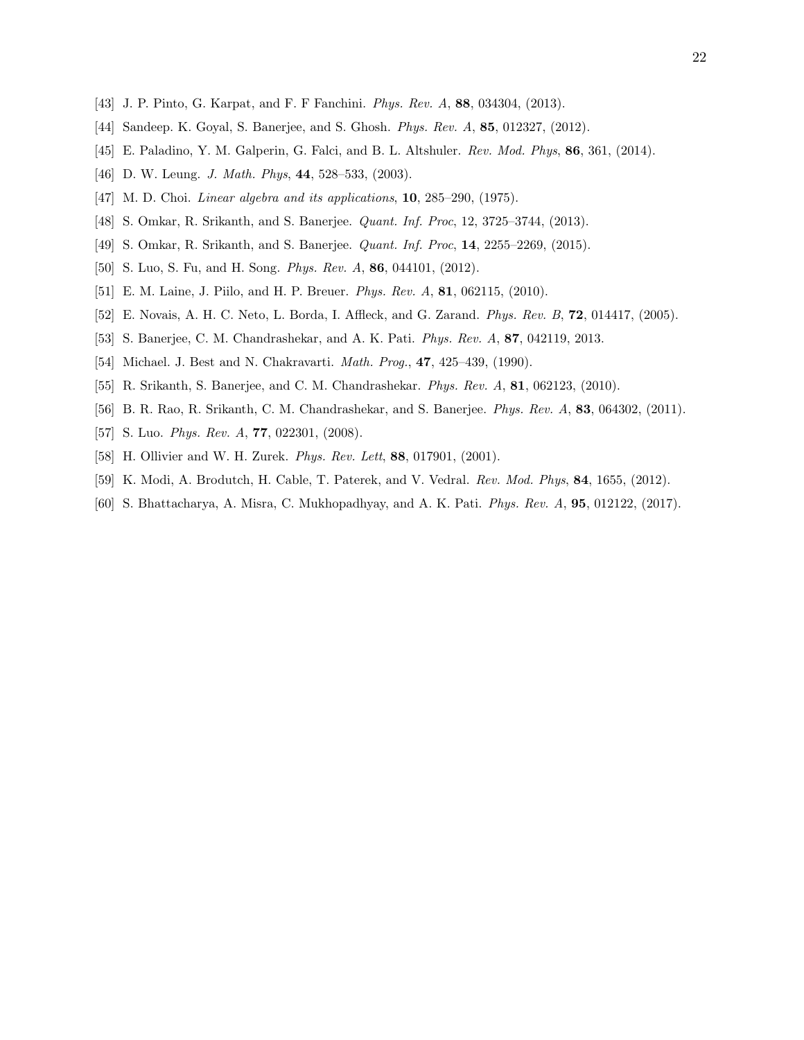[43] J. P. Pinto, G. Karpat, and F. F Fanchini. *Phys. Rev. A*, **88**, 034304, (2013).

[44] Sandeep. K. Goyal, S. Banerjee, and S. Ghosh. *Phys. Rev. A*, **85**, 012327, (2012).

[45] E. Paladino, Y. M. Galperin, G. Falci, and B. L. Altshuler. *Rev. Mod. Phys*, **86**, 361, (2014).

[46] D. W. Leung. *J. Math. Phys*, **44**, 528–533, (2003).

[47] M. D. Choi. *Linear algebra and its applications*, **10**, 285–290, (1975).

[48] S. Omkar, R. Srikanth, and S. Banerjee. *Quant. Inf. Proc*, 12, 3725–3744, (2013).

[49] S. Omkar, R. Srikanth, and S. Banerjee. *Quant. Inf. Proc*, **14**, 2255–2269, (2015).

[50] S. Luo, S. Fu, and H. Song. *Phys. Rev. A*, **86**, 044101, (2012).

[51] E. M. Laine, J. Piilo, and H. P. Breuer. *Phys. Rev. A*, **81**, 062115, (2010).

[52] E. Novais, A. H. C. Neto, L. Borda, I. Affleck, and G. Zarand. *Phys. Rev. B*, **72**, 014417, (2005).

[53] S. Banerjee, C. M. Chandrashekar, and A. K. Pati. *Phys. Rev. A*, **87**, 042119, 2013.

[54] Michael. J. Best and N. Chakravarti. *Math. Prog.*, **47**, 425–439, (1990).

[55] R. Srikanth, S. Banerjee, and C. M. Chandrashekar. *Phys. Rev. A*, **81**, 062123, (2010).

[56] B. R. Rao, R. Srikanth, C. M. Chandrashekar, and S. Banerjee. *Phys. Rev. A*, **83**, 064302, (2011).

[57] S. Luo. *Phys. Rev. A*, **77**, 022301, (2008).

[58] H. Ollivier and W. H. Zurek. *Phys. Rev. Lett*, **88**, 017901, (2001).

[59] K. Modi, A. Brodutch, H. Cable, T. Paterek, and V. Vedral. *Rev. Mod. Phys*, **84**, 1655, (2012).

[60] S. Bhattacharya, A. Misra, C. Mukhopadhyay, and A. K. Pati. *Phys. Rev. A*, **95**, 012122, (2017).